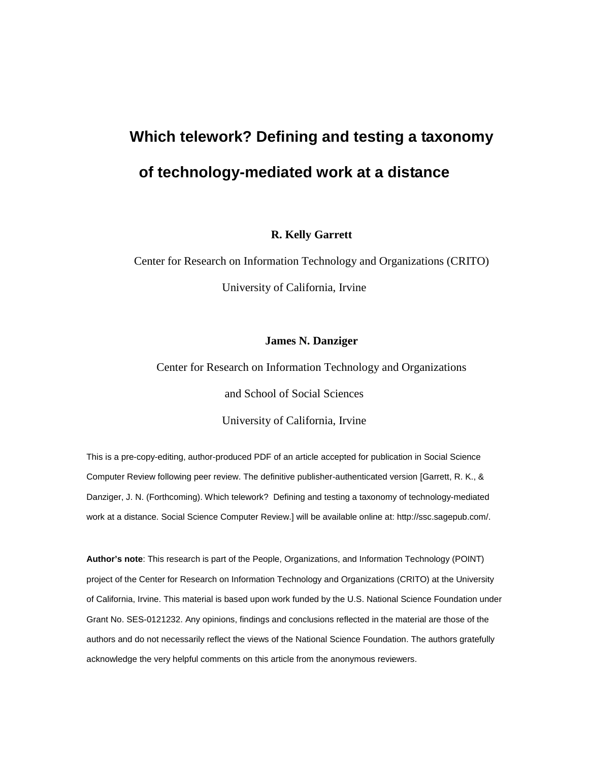# Which telework? Defining and testing a taxonomy of technology-mediated work at a distance

**R. Kelly Garrett**

Center for Research on Information Technology and Organizations (CRITO)

University of California, Irvine

**James N. Danziger**

Center for Research on Information Technology and Organizations

and School of Social Sciences

University of California, Irvine

This is a pre-copy-editing, author-produced PDF of an article accepted for publication in Social Science Computer Review following peer review. The definitive publisher-authenticated version [Garrett, R. K., & Danziger, J. N. (Forthcoming). Which telework? Defining and testing a taxonomy of technology-mediated work at a distance. Social Science Computer Review.] will be available online at: http://ssc.sagepub.com/.

**Author's note**: This research is part of the People, Organizations, and Information Technology (POINT) project of the Center for Research on Information Technology and Organizations (CRITO) at the University of California, Irvine. This material is based upon work funded by the U.S. National Science Foundation under Grant No. SES-0121232. Any opinions, findings and conclusions reflected in the material are those of the authors and do not necessarily reflect the views of the National Science Foundation. The authors gratefully acknowledge the very helpful comments on this article from the anonymous reviewers.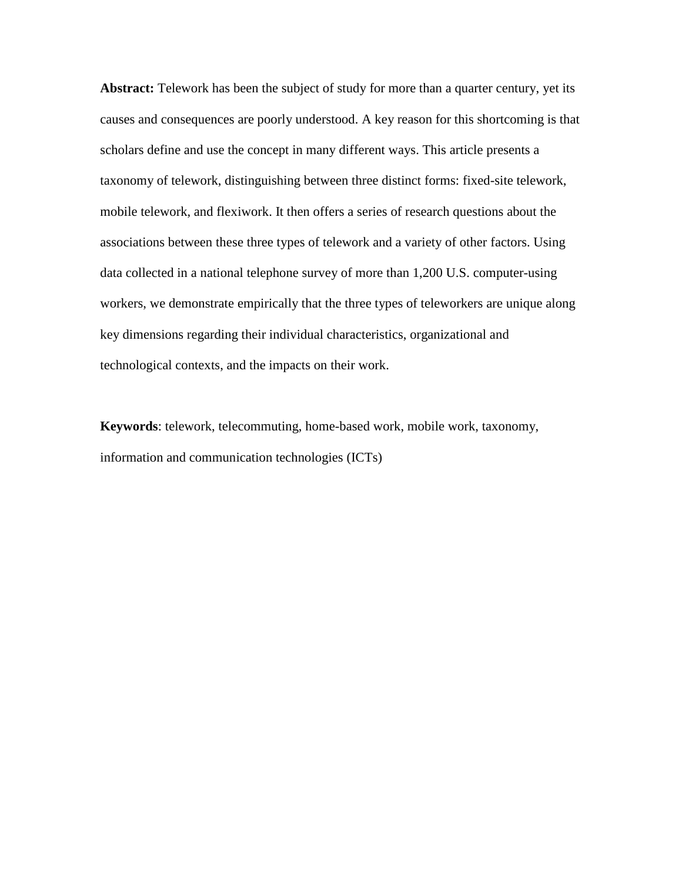**Abstract:** Telework has been the subject of study for more than a quarter century, yet its causes and consequences are poorly understood. A key reason for this shortcoming is that scholars define and use the concept in many different ways. This article presents a taxonomy of telework, distinguishing between three distinct forms: fixed-site telework, mobile telework, and flexiwork. It then offers a series of research questions about the associations between these three types of telework and a variety of other factors. Using data collected in a national telephone survey of more than 1,200 U.S. computer-using workers, we demonstrate empirically that the three types of teleworkers are unique along key dimensions regarding their individual characteristics, organizational and technological contexts, and the impacts on their work.

**Keywords**: telework, telecommuting, home-based work, mobile work, taxonomy, information and communication technologies (ICTs)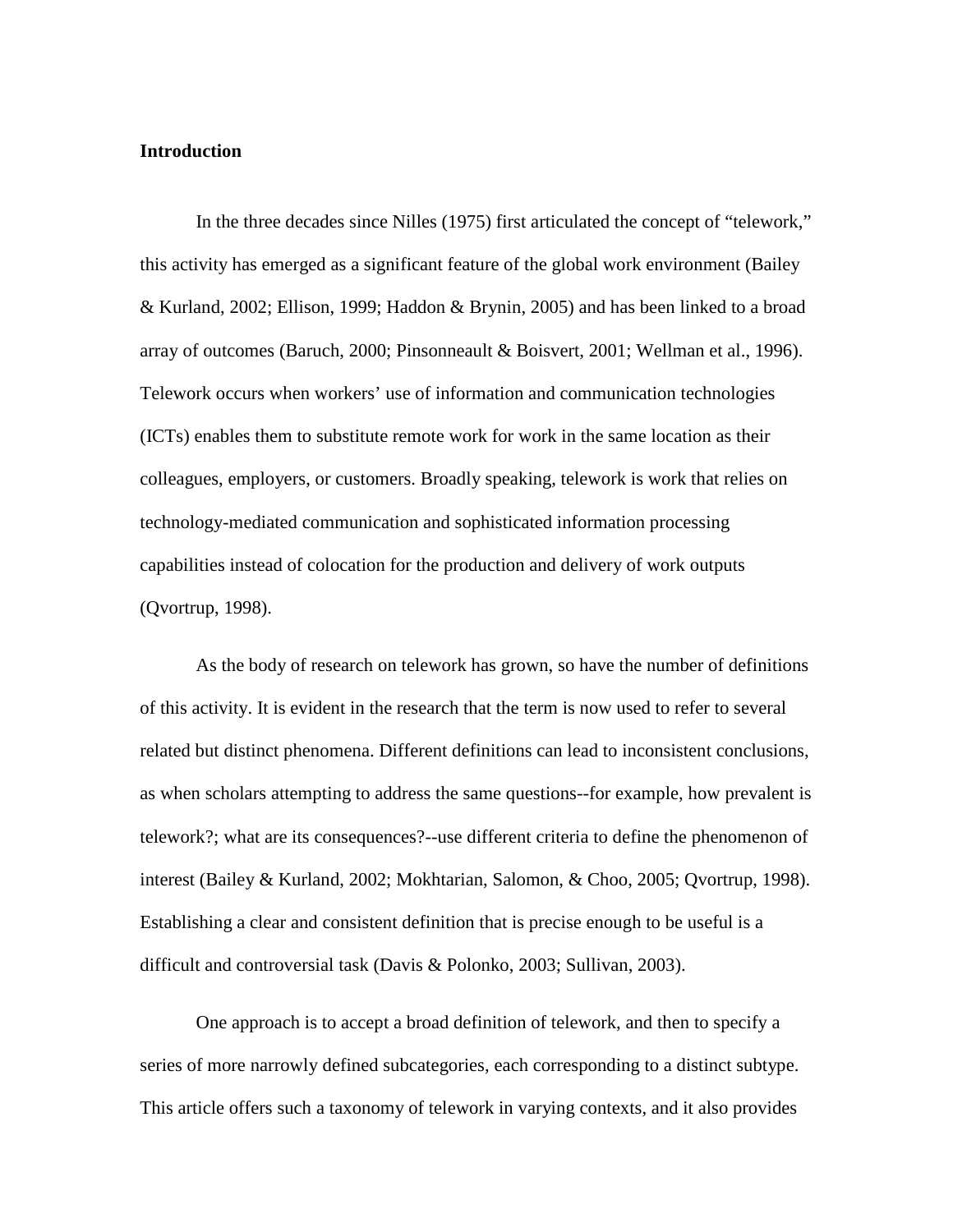## Introduction

In the three decades since Nilles (1975) first articulated the concept of "telework," this activity has emerged as a significant feature of the global work environment (Bailey & Kurland, 2002; Ellison, 1999; Haddon & Brynin, 2005) and has been linked to a broad array of outcomes (Baruch, 2000; Pinsonneault & Boisvert, 2001; Wellman et al., 1996). Telework occurs when workers' use of information and communication technologies (ICTs) enables them to substitute remote work for work in the same location as their colleagues, employers, or customers. Broadly speaking, telework is work that relies on technology-mediated communication and sophisticated information processing capabilities instead of colocation for the production and delivery of work outputs (Qvortrup, 1998).

As the body of research on telework has grown, so have the number of definitions of this activity. It is evident in the research that the term is now used to refer to several related but distinct phenomena. Different definitions can lead to inconsistent conclusions, as when scholars attempting to address the same questions--for example, how prevalent is telework?; what are its consequences?--use different criteria to define the phenomenon of interest (Bailey & Kurland, 2002; Mokhtarian, Salomon, & Choo, 2005; Qvortrup, 1998). Establishing a clear and consistent definition that is precise enough to be useful is a difficult and controversial task (Davis & Polonko, 2003; Sullivan, 2003).

One approach is to accept a broad definition of telework, and then to specify a series of more narrowly defined subcategories, each corresponding to a distinct subtype. This article offers such a taxonomy of telework in varying contexts, and it also provides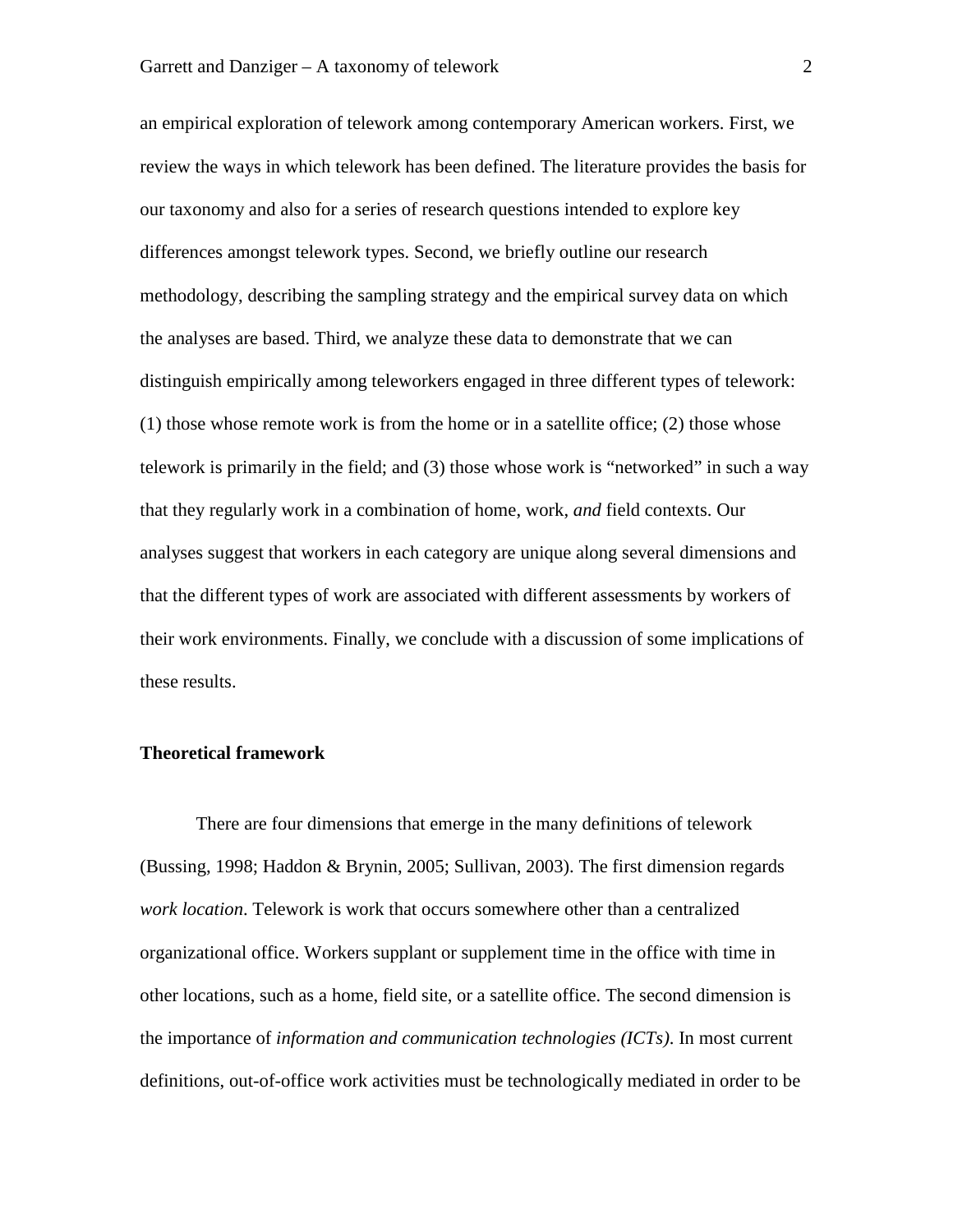an empirical exploration of telework among contemporary American workers. First, we review the ways in which telework has been defined. The literature provides the basis for our taxonomy and also for a series of research questions intended to explore key differences amongst telework types. Second, we briefly outline our research methodology, describing the sampling strategy and the empirical survey data on which the analyses are based. Third, we analyze these data to demonstrate that we can distinguish empirically among teleworkers engaged in three different types of telework: (1) those whose remote work is from the home or in a satellite office; (2) those whose telework is primarily in the field; and (3) those whose work is "networked" in such a way that they regularly work in a combination of home, work, *and* field contexts. Our analyses suggest that workers in each category are unique along several dimensions and that the different types of work are associated with different assessments by workers of their work environments. Finally, we conclude with a discussion of some implications of these results.

## Theoretical framework

There are four dimensions that emerge in the many definitions of telework (Bussing, 1998; Haddon & Brynin, 2005; Sullivan, 2003). The first dimension regards *work location*. Telework is work that occurs somewhere other than a centralized organizational office. Workers supplant or supplement time in the office with time in other locations, such as a home, field site, or a satellite office. The second dimension is the importance of *information and communication technologies (ICTs)*. In most current definitions, out-of-office work activities must be technologically mediated in order to be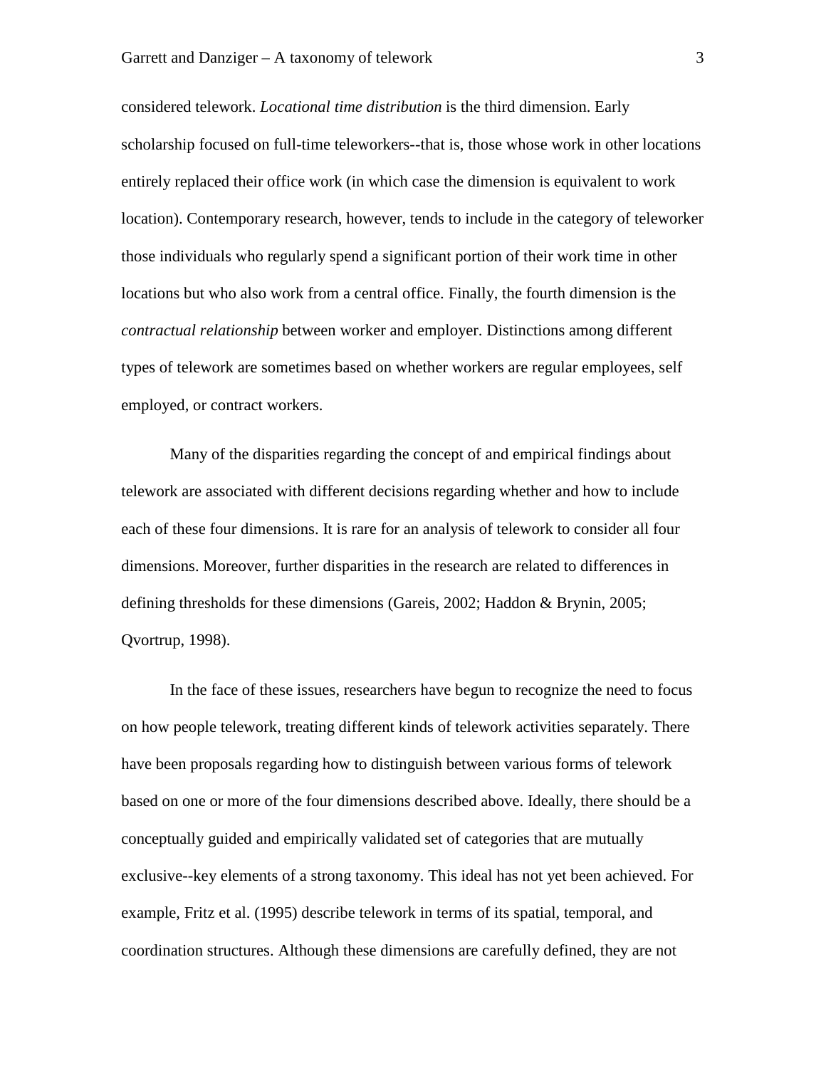considered telework. *Locational time distribution* is the third dimension. Early scholarship focused on full-time teleworkers--that is, those whose work in other locations entirely replaced their office work (in which case the dimension is equivalent to work location). Contemporary research, however, tends to include in the category of teleworker those individuals who regularly spend a significant portion of their work time in other locations but who also work from a central office. Finally, the fourth dimension is the *contractual relationship* between worker and employer. Distinctions among different types of telework are sometimes based on whether workers are regular employees, self employed, or contract workers.

Many of the disparities regarding the concept of and empirical findings about telework are associated with different decisions regarding whether and how to include each of these four dimensions. It is rare for an analysis of telework to consider all four dimensions. Moreover, further disparities in the research are related to differences in defining thresholds for these dimensions (Gareis, 2002; Haddon & Brynin, 2005; Qvortrup, 1998).

In the face of these issues, researchers have begun to recognize the need to focus on how people telework, treating different kinds of telework activities separately. There have been proposals regarding how to distinguish between various forms of telework based on one or more of the four dimensions described above. Ideally, there should be a conceptually guided and empirically validated set of categories that are mutually exclusive--key elements of a strong taxonomy. This ideal has not yet been achieved. For example, Fritz et al. (1995) describe telework in terms of its spatial, temporal, and coordination structures. Although these dimensions are carefully defined, they are not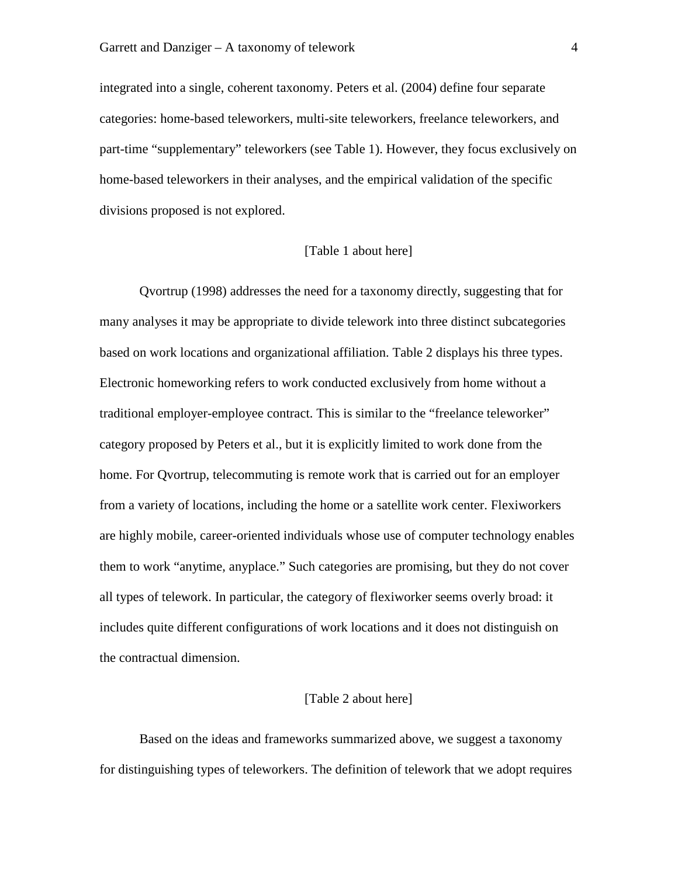integrated into a single, coherent taxonomy. Peters et al. (2004) define four separate categories: home-based teleworkers, multi-site teleworkers, freelance teleworkers, and part-time "supplementary" teleworkers (see Table 1). However, they focus exclusively on home-based teleworkers in their analyses, and the empirical validation of the specific divisions proposed is not explored.

[Table 1 about here]

Qvortrup (1998) addresses the need for a taxonomy directly, suggesting that for many analyses it may be appropriate to divide telework into three distinct subcategories based on work locations and organizational affiliation. Table 2 displays his three types. Electronic homeworking refers to work conducted exclusively from home without a traditional employer-employee contract. This is similar to the "freelance teleworker" category proposed by Peters et al., but it is explicitly limited to work done from the home. For Qvortrup, telecommuting is remote work that is carried out for an employer from a variety of locations, including the home or a satellite work center. Flexiworkers are highly mobile, career-oriented individuals whose use of computer technology enables them to work "anytime, anyplace." Such categories are promising, but they do not cover all types of telework. In particular, the category of flexiworker seems overly broad: it includes quite different configurations of work locations and it does not distinguish on the contractual dimension.

[Table 2 about here]

Based on the ideas and frameworks summarized above, we suggest a taxonomy for distinguishing types of teleworkers. The definition of telework that we adopt requires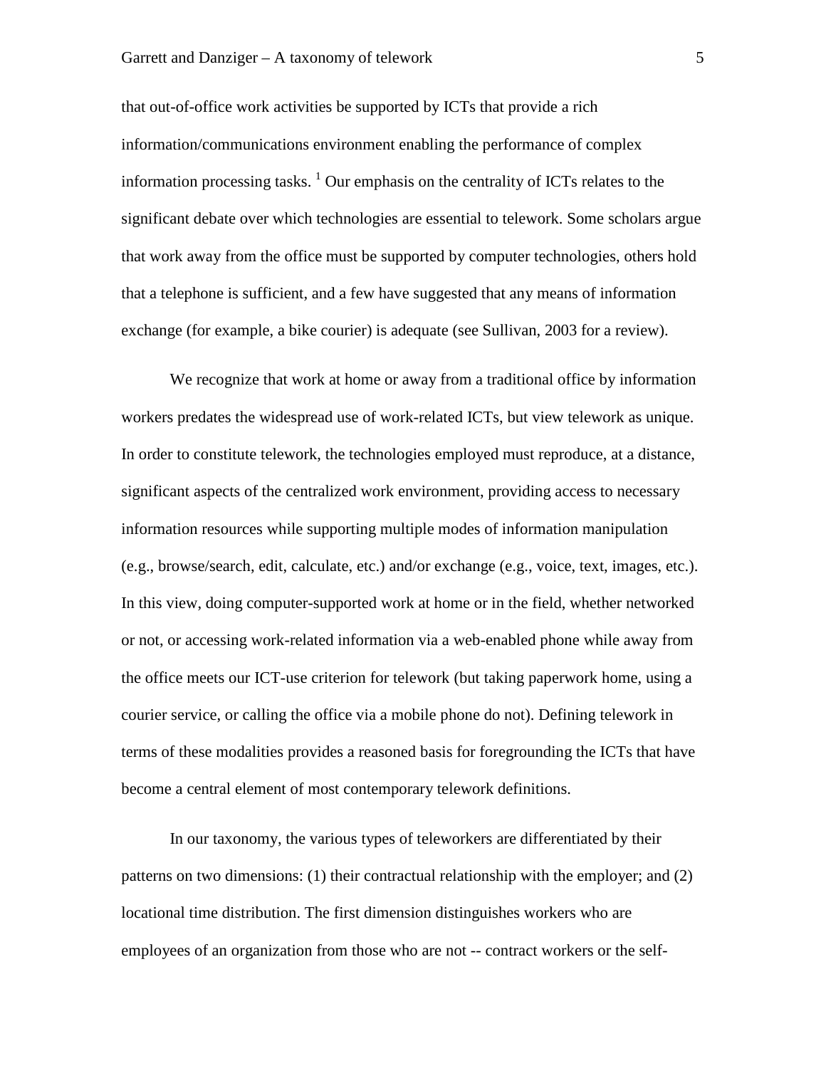that out-of-office work activities be supported by ICTs that provide a rich information/communications environment enabling the performance of complex information processing tasks. [1] Our emphasis on the centrality of ICTs relates to the significant debate over which technologies are essential to telework. Some scholars argue that work away from the office must be supported by computer technologies, others hold that a telephone is sufficient, and a few have suggested that any means of information exchange (for example, a bike courier) is adequate (see Sullivan, 2003 for a review).

We recognize that work at home or away from a traditional office by information workers predates the widespread use of work-related ICTs, but view telework as unique. In order to constitute telework, the technologies employed must reproduce, at a distance, significant aspects of the centralized work environment, providing access to necessary information resources while supporting multiple modes of information manipulation (e.g., browse/search, edit, calculate, etc.) and/or exchange (e.g., voice, text, images, etc.). In this view, doing computer-supported work at home or in the field, whether networked or not, or accessing work-related information via a web-enabled phone while away from the office meets our ICT-use criterion for telework (but taking paperwork home, using a courier service, or calling the office via a mobile phone do not). Defining telework in terms of these modalities provides a reasoned basis for foregrounding the ICTs that have become a central element of most contemporary telework definitions.

In our taxonomy, the various types of teleworkers are differentiated by their patterns on two dimensions: (1) their contractual relationship with the employer; and (2) locational time distribution. The first dimension distinguishes workers who are employees of an organization from those who are not -- contract workers or the self-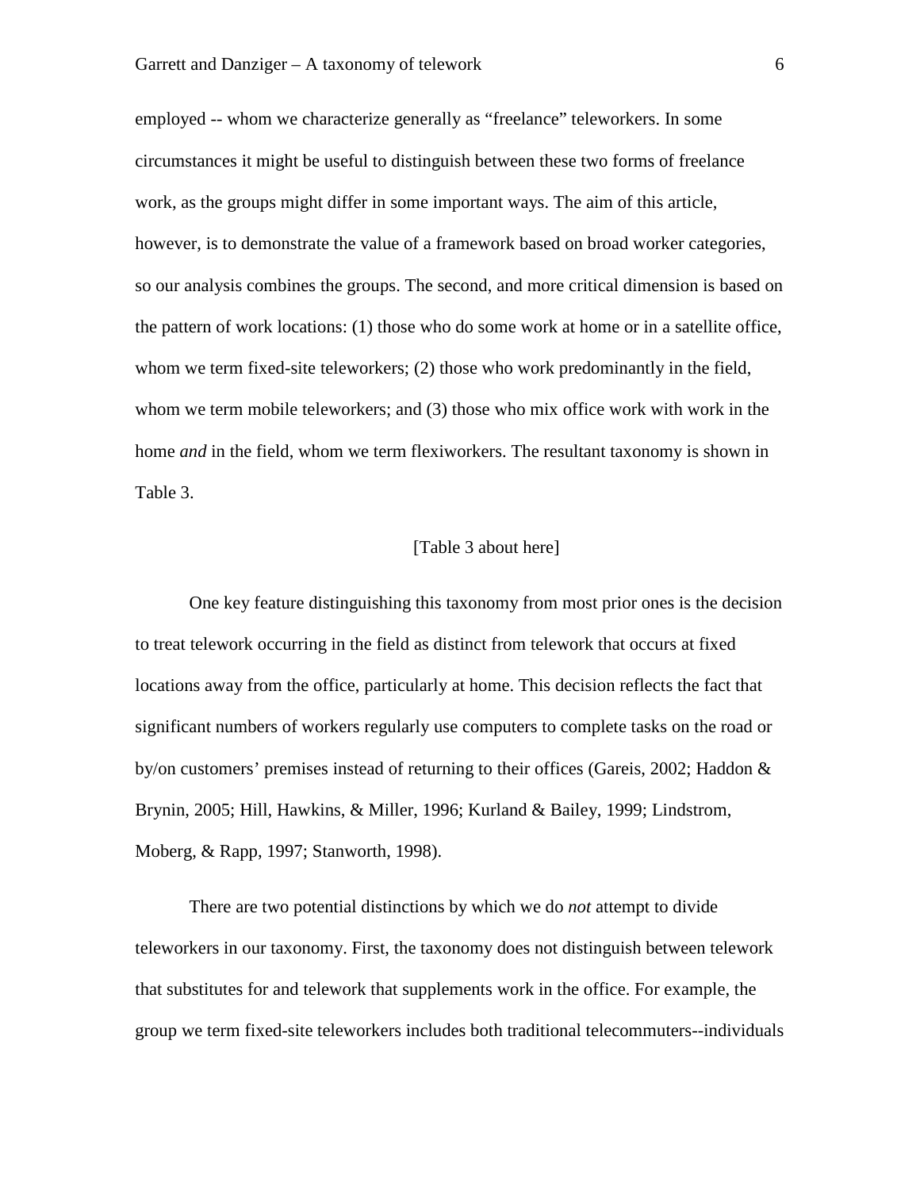employed -- whom we characterize generally as "freelance" teleworkers. In some circumstances it might be useful to distinguish between these two forms of freelance work, as the groups might differ in some important ways. The aim of this article, however, is to demonstrate the value of a framework based on broad worker categories, so our analysis combines the groups. The second, and more critical dimension is based on the pattern of work locations: (1) those who do some work at home or in a satellite office, whom we term fixed-site teleworkers; (2) those who work predominantly in the field, whom we term mobile teleworkers; and (3) those who mix office work with work in the home *and* in the field, whom we term flexiworkers. The resultant taxonomy is shown in Table 3.

[Table 3 about here]

One key feature distinguishing this taxonomy from most prior ones is the decision to treat telework occurring in the field as distinct from telework that occurs at fixed locations away from the office, particularly at home. This decision reflects the fact that significant numbers of workers regularly use computers to complete tasks on the road or by/on customers' premises instead of returning to their offices (Gareis, 2002; Haddon & Brynin, 2005; Hill, Hawkins, & Miller, 1996; Kurland & Bailey, 1999; Lindstrom, Moberg, & Rapp, 1997; Stanworth, 1998).

There are two potential distinctions by which we do *not* attempt to divide teleworkers in our taxonomy. First, the taxonomy does not distinguish between telework that substitutes for and telework that supplements work in the office. For example, the group we term fixed-site teleworkers includes both traditional telecommuters--individuals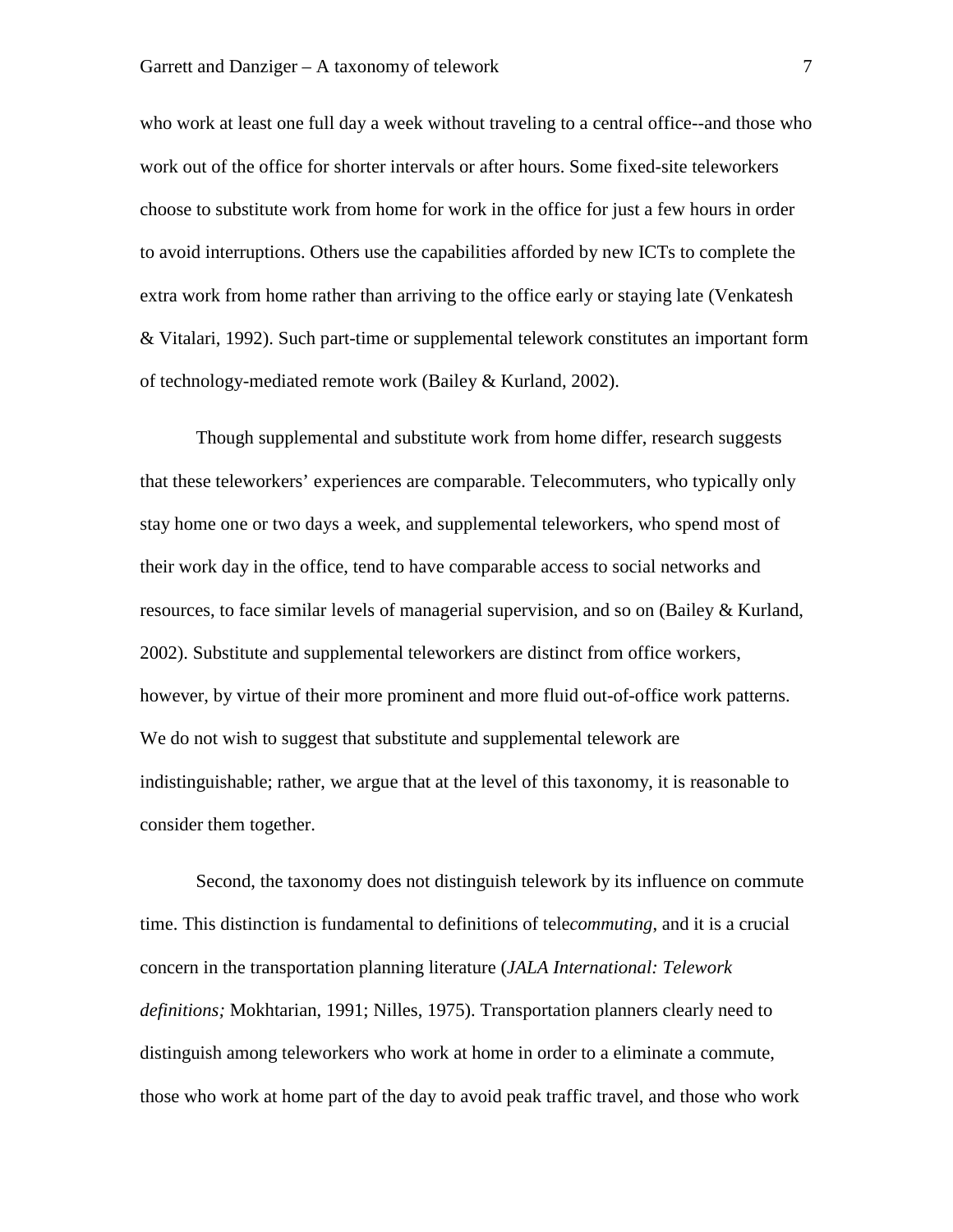who work at least one full day a week without traveling to a central office--and those who work out of the office for shorter intervals or after hours. Some fixed-site teleworkers choose to substitute work from home for work in the office for just a few hours in order to avoid interruptions. Others use the capabilities afforded by new ICTs to complete the extra work from home rather than arriving to the office early or staying late (Venkatesh & Vitalari, 1992). Such part-time or supplemental telework constitutes an important form of technology-mediated remote work (Bailey & Kurland, 2002).

Though supplemental and substitute work from home differ, research suggests that these teleworkers' experiences are comparable. Telecommuters, who typically only stay home one or two days a week, and supplemental teleworkers, who spend most of their work day in the office, tend to have comparable access to social networks and resources, to face similar levels of managerial supervision, and so on (Bailey & Kurland, 2002). Substitute and supplemental teleworkers are distinct from office workers, however, by virtue of their more prominent and more fluid out-of-office work patterns. We do not wish to suggest that substitute and supplemental telework are indistinguishable; rather, we argue that at the level of this taxonomy, it is reasonable to consider them together.

Second, the taxonomy does not distinguish telework by its influence on commute time. This distinction is fundamental to definitions of tele*commuting*, and it is a crucial concern in the transportation planning literature (*JALA International: Telework definitions;* Mokhtarian, 1991; Nilles, 1975). Transportation planners clearly need to distinguish among teleworkers who work at home in order to a eliminate a commute, those who work at home part of the day to avoid peak traffic travel, and those who work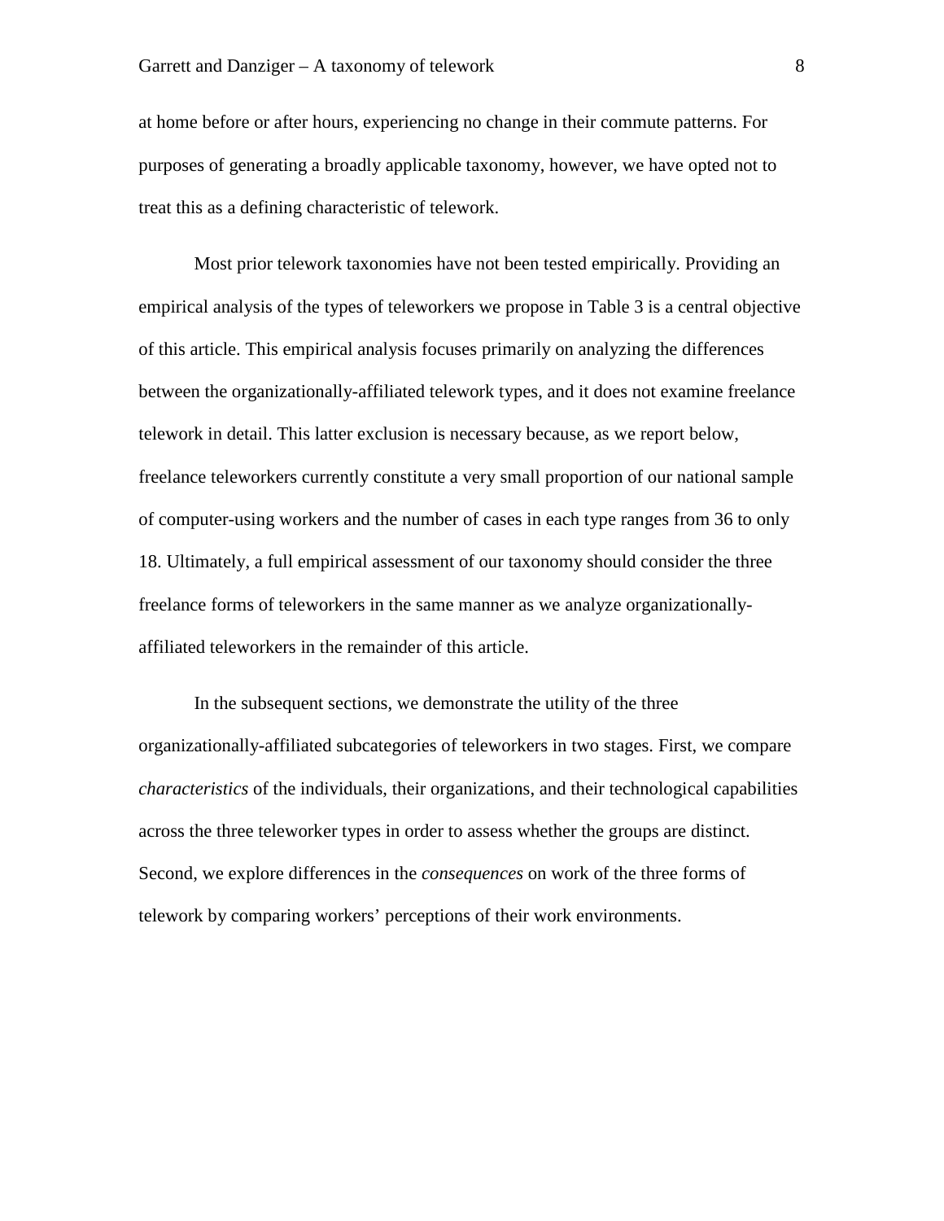at home before or after hours, experiencing no change in their commute patterns. For purposes of generating a broadly applicable taxonomy, however, we have opted not to treat this as a defining characteristic of telework.

Most prior telework taxonomies have not been tested empirically. Providing an empirical analysis of the types of teleworkers we propose in Table 3 is a central objective of this article. This empirical analysis focuses primarily on analyzing the differences between the organizationally-affiliated telework types, and it does not examine freelance telework in detail. This latter exclusion is necessary because, as we report below, freelance teleworkers currently constitute a very small proportion of our national sample of computer-using workers and the number of cases in each type ranges from 36 to only 18. Ultimately, a full empirical assessment of our taxonomy should consider the three freelance forms of teleworkers in the same manner as we analyze organizationally-affiliated teleworkers in the remainder of this article.

In the subsequent sections, we demonstrate the utility of the three organizationally-affiliated subcategories of teleworkers in two stages. First, we compare *characteristics* of the individuals, their organizations, and their technological capabilities across the three teleworker types in order to assess whether the groups are distinct. Second, we explore differences in the *consequences* on work of the three forms of telework by comparing workers' perceptions of their work environments.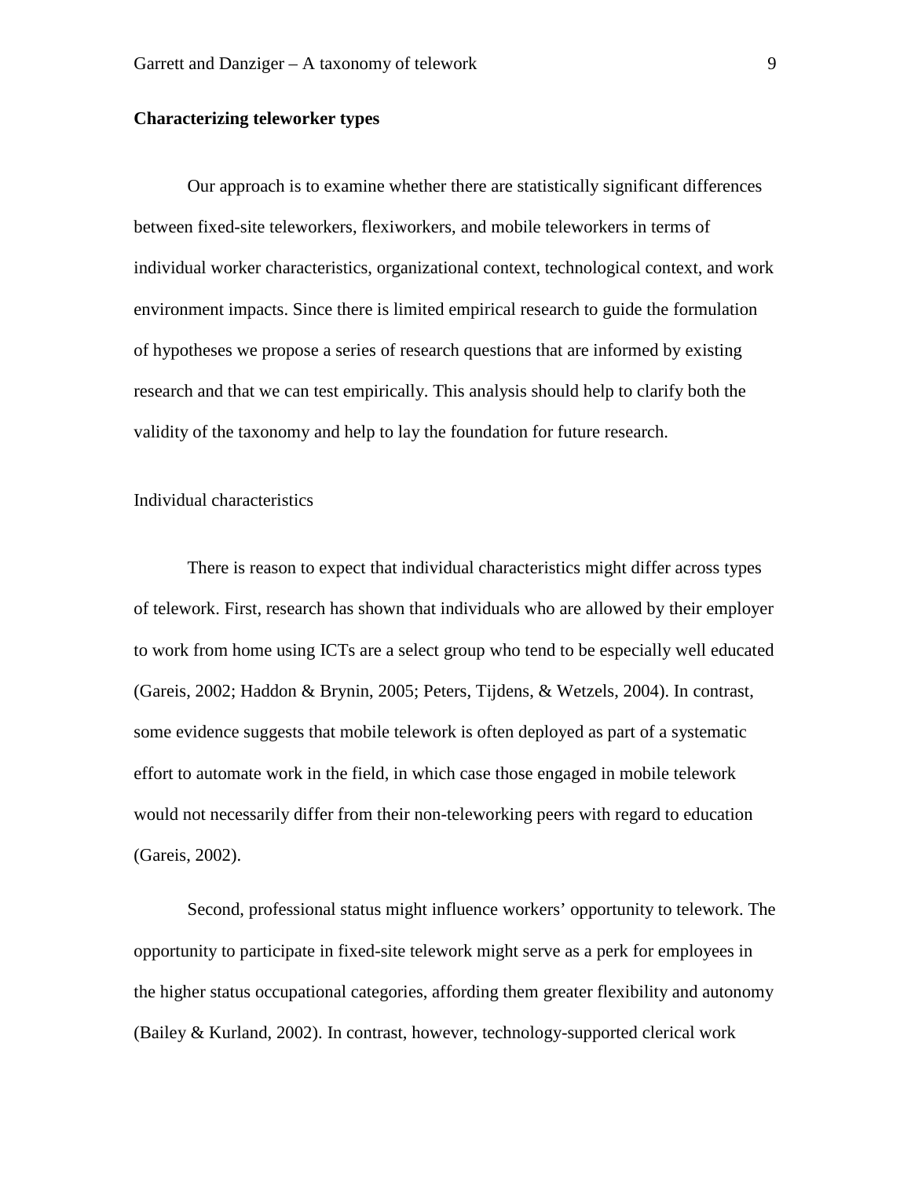**Characterizing teleworker types**

Our approach is to examine whether there are statistically significant differences between fixed-site teleworkers, flexiworkers, and mobile teleworkers in terms of individual worker characteristics, organizational context, technological context, and work environment impacts. Since there is limited empirical research to guide the formulation of hypotheses we propose a series of research questions that are informed by existing research and that we can test empirically. This analysis should help to clarify both the validity of the taxonomy and help to lay the foundation for future research.

Individual characteristics

There is reason to expect that individual characteristics might differ across types of telework. First, research has shown that individuals who are allowed by their employer to work from home using ICTs are a select group who tend to be especially well educated (Gareis, 2002; Haddon & Brynin, 2005; Peters, Tijdens, & Wetzels, 2004). In contrast, some evidence suggests that mobile telework is often deployed as part of a systematic effort to automate work in the field, in which case those engaged in mobile telework would not necessarily differ from their non-teleworking peers with regard to education (Gareis, 2002).

Second, professional status might influence workers' opportunity to telework. The opportunity to participate in fixed-site telework might serve as a perk for employees in the higher status occupational categories, affording them greater flexibility and autonomy (Bailey & Kurland, 2002). In contrast, however, technology-supported clerical work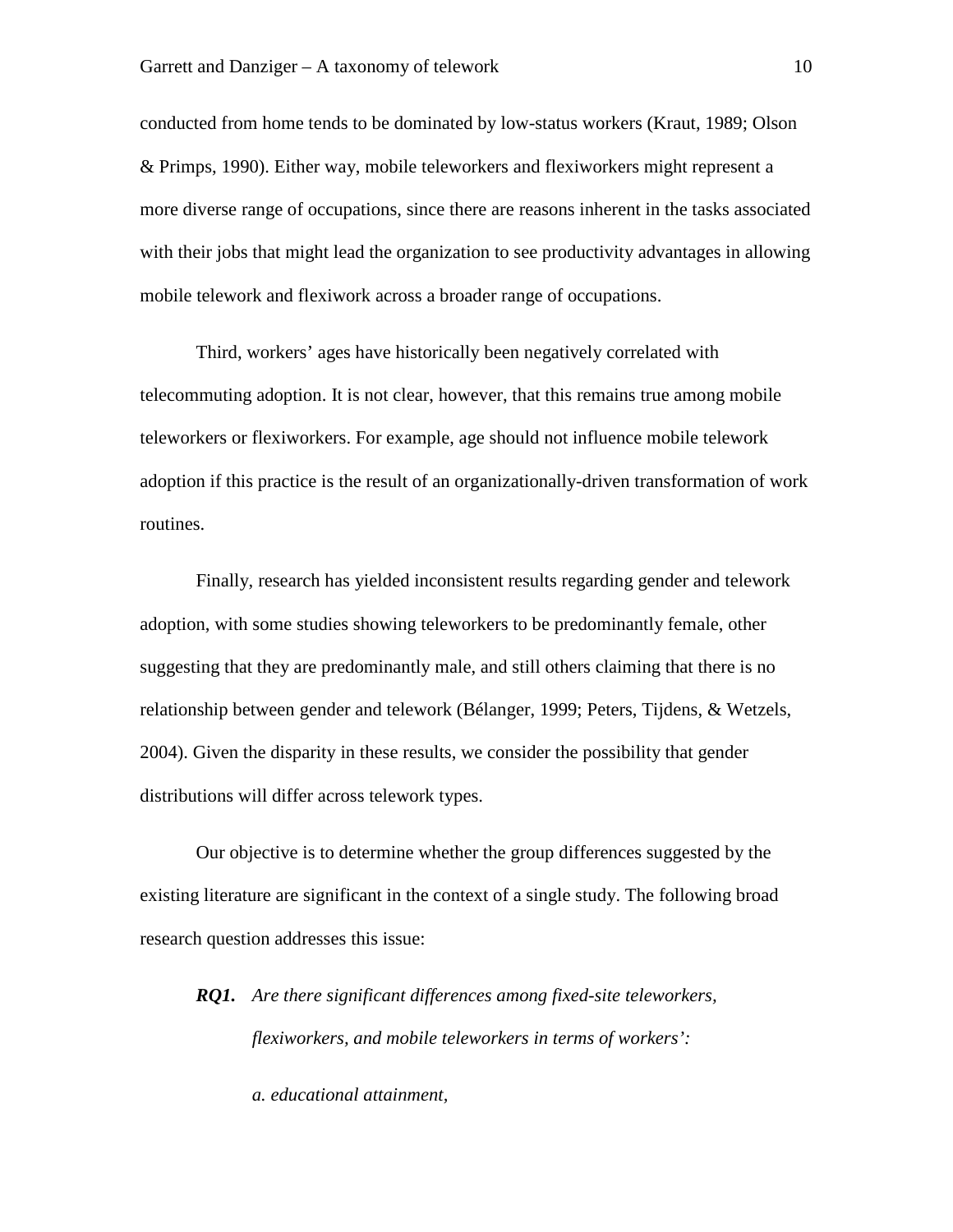conducted from home tends to be dominated by low-status workers (Kraut, 1989; Olson & Primps, 1990). Either way, mobile teleworkers and flexiworkers might represent a more diverse range of occupations, since there are reasons inherent in the tasks associated with their jobs that might lead the organization to see productivity advantages in allowing mobile telework and flexiwork across a broader range of occupations.

Third, workers' ages have historically been negatively correlated with telecommuting adoption. It is not clear, however, that this remains true among mobile teleworkers or flexiworkers. For example, age should not influence mobile telework adoption if this practice is the result of an organizationally-driven transformation of work routines.

Finally, research has yielded inconsistent results regarding gender and telework adoption, with some studies showing teleworkers to be predominantly female, other suggesting that they are predominantly male, and still others claiming that there is no relationship between gender and telework (Bélanger, 1999; Peters, Tijdens, & Wetzels, 2004). Given the disparity in these results, we consider the possibility that gender distributions will differ across telework types.

Our objective is to determine whether the group differences suggested by the existing literature are significant in the context of a single study. The following broad research question addresses this issue:

***RQ1.*** *Are there significant differences among fixed-site teleworkers, flexiworkers, and mobile teleworkers in terms of workers':*

*a. educational attainment,*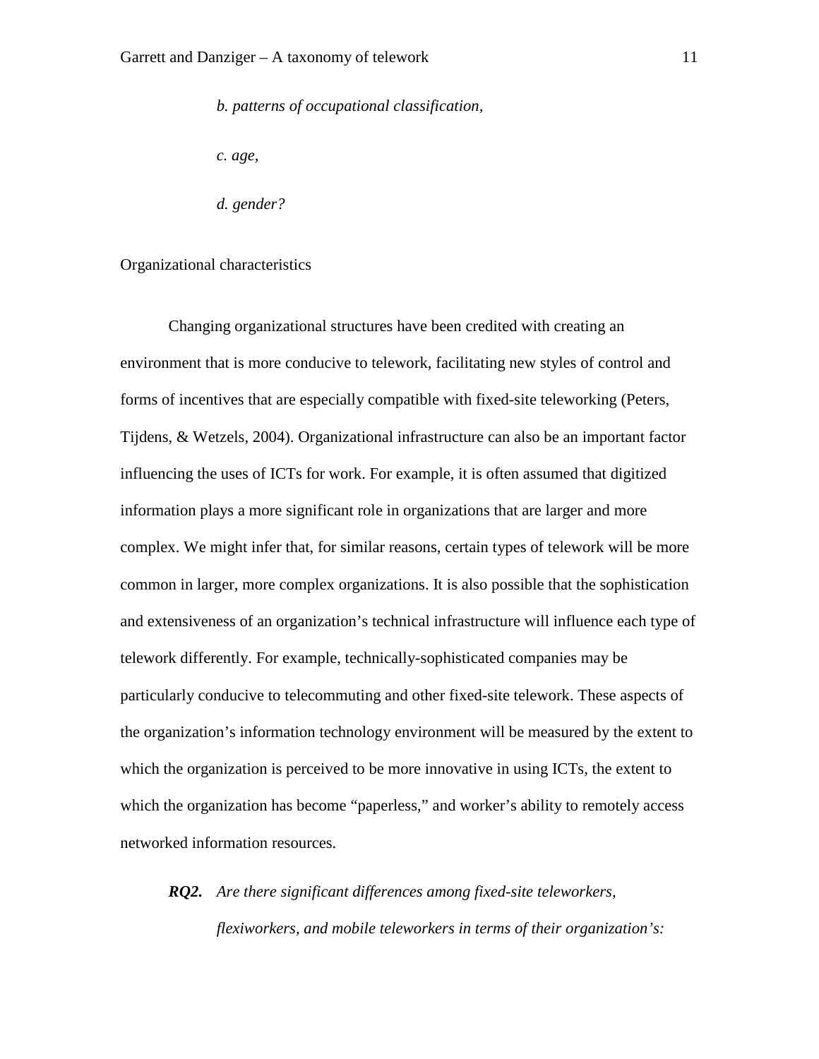*b. patterns of occupational classification,*

*c. age,*

*d. gender?*

Organizational characteristics

Changing organizational structures have been credited with creating an environment that is more conducive to telework, facilitating new styles of control and forms of incentives that are especially compatible with fixed-site teleworking (Peters, Tijdens, & Wetzels, 2004). Organizational infrastructure can also be an important factor influencing the uses of ICTs for work. For example, it is often assumed that digitized information plays a more significant role in organizations that are larger and more complex. We might infer that, for similar reasons, certain types of telework will be more common in larger, more complex organizations. It is also possible that the sophistication and extensiveness of an organization's technical infrastructure will influence each type of telework differently. For example, technically-sophisticated companies may be particularly conducive to telecommuting and other fixed-site telework. These aspects of the organization's information technology environment will be measured by the extent to which the organization is perceived to be more innovative in using ICTs, the extent to which the organization has become "paperless," and worker's ability to remotely access networked information resources.

***RQ2.*** *Are there significant differences among fixed-site teleworkers, flexiworkers, and mobile teleworkers in terms of their organization's:*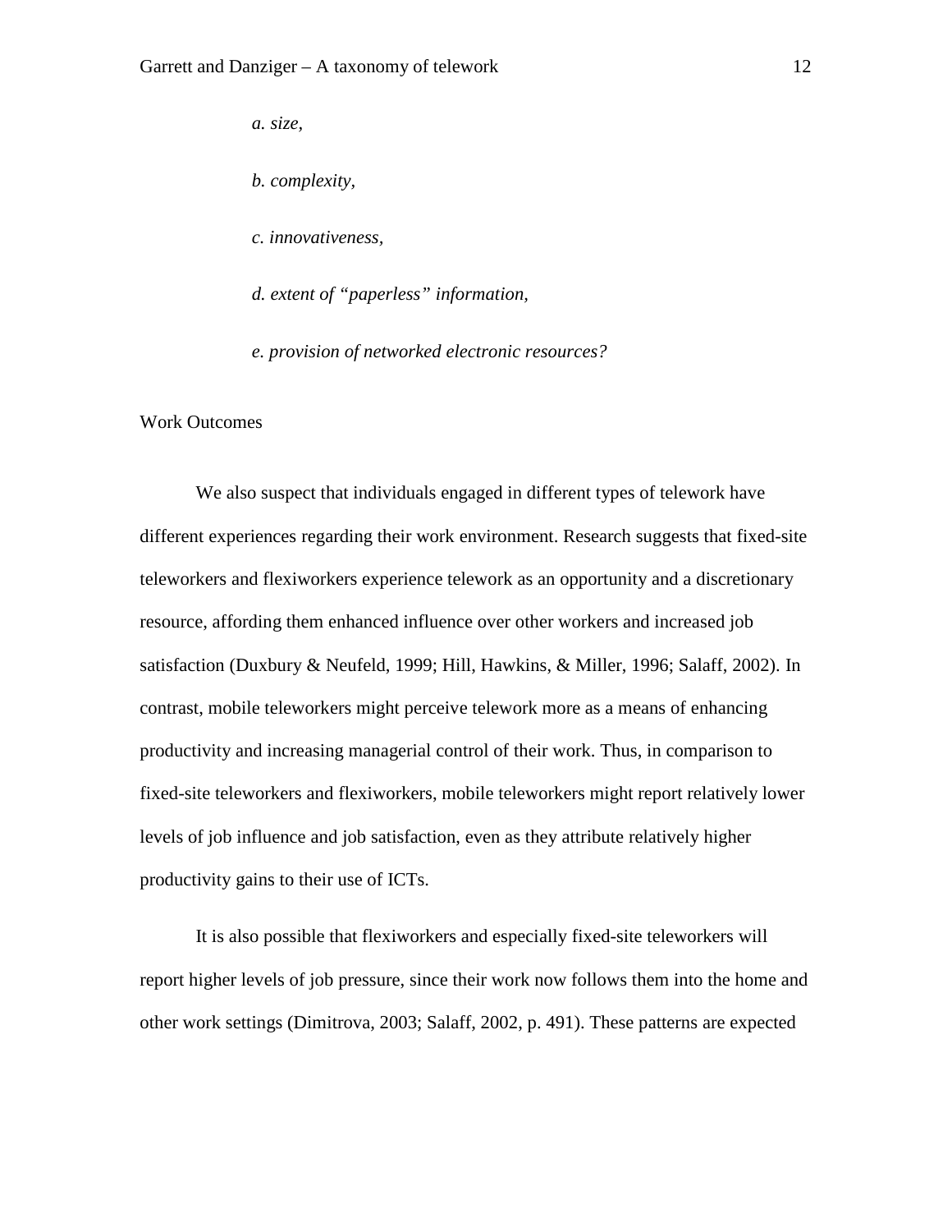*a. size,*

*b. complexity,*

*c. innovativeness,*

*d. extent of "paperless" information,*

*e. provision of networked electronic resources?*

Work Outcomes

We also suspect that individuals engaged in different types of telework have different experiences regarding their work environment. Research suggests that fixed-site teleworkers and flexiworkers experience telework as an opportunity and a discretionary resource, affording them enhanced influence over other workers and increased job satisfaction (Duxbury & Neufeld, 1999; Hill, Hawkins, & Miller, 1996; Salaff, 2002). In contrast, mobile teleworkers might perceive telework more as a means of enhancing productivity and increasing managerial control of their work. Thus, in comparison to fixed-site teleworkers and flexiworkers, mobile teleworkers might report relatively lower levels of job influence and job satisfaction, even as they attribute relatively higher productivity gains to their use of ICTs.

It is also possible that flexiworkers and especially fixed-site teleworkers will report higher levels of job pressure, since their work now follows them into the home and other work settings (Dimitrova, 2003; Salaff, 2002, p. 491). These patterns are expected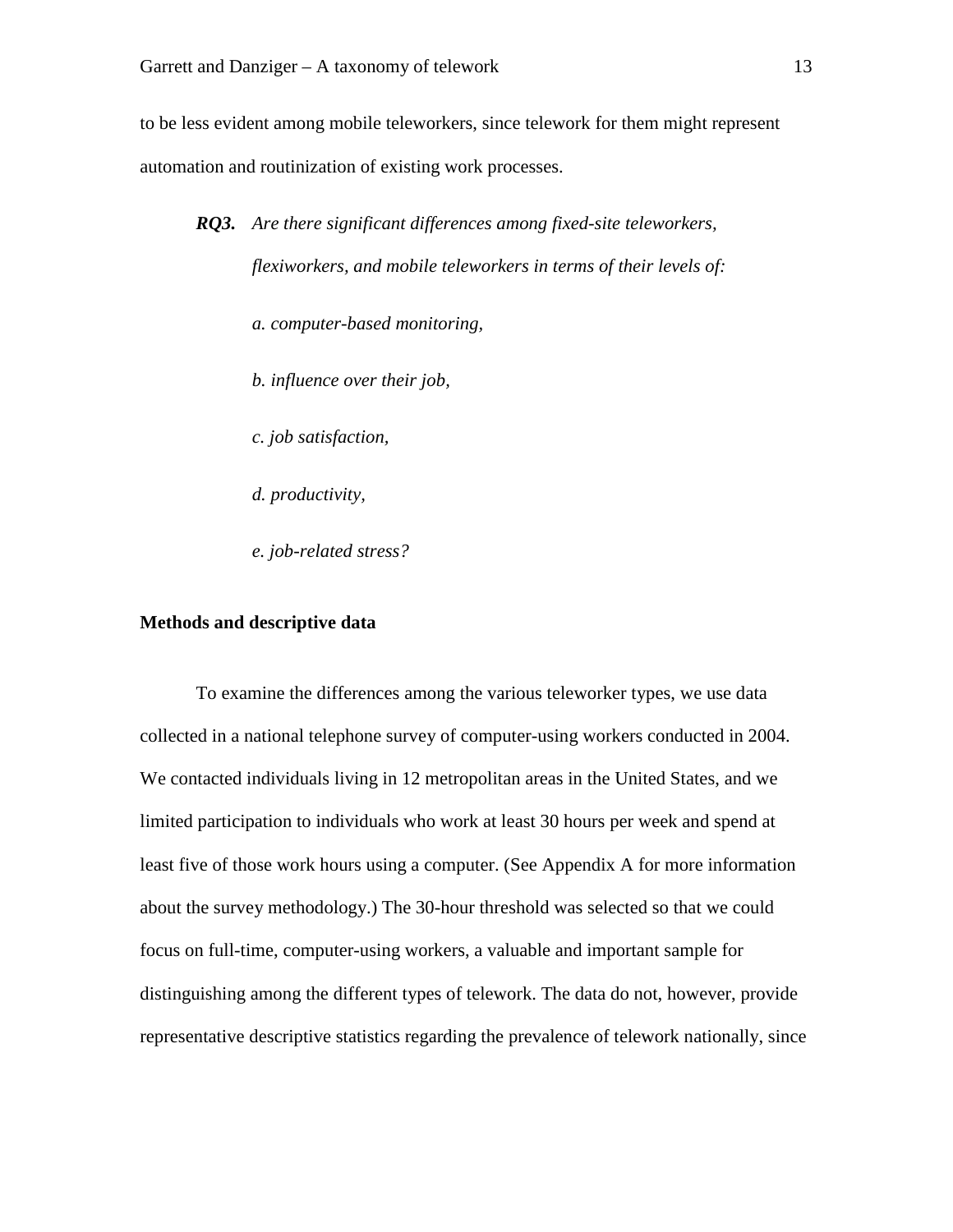to be less evident among mobile teleworkers, since telework for them might represent automation and routinization of existing work processes.

> ***RQ3.*** *Are there significant differences among fixed-site teleworkers, flexiworkers, and mobile teleworkers in terms of their levels of:*
>
> *a. computer-based monitoring,*
>
> *b. influence over their job,*
>
> *c. job satisfaction,*
>
> *d. productivity,*
>
> *e. job-related stress?*

## Methods and descriptive data

To examine the differences among the various teleworker types, we use data collected in a national telephone survey of computer-using workers conducted in 2004. We contacted individuals living in 12 metropolitan areas in the United States, and we limited participation to individuals who work at least 30 hours per week and spend at least five of those work hours using a computer. (See Appendix A for more information about the survey methodology.) The 30-hour threshold was selected so that we could focus on full-time, computer-using workers, a valuable and important sample for distinguishing among the different types of telework. The data do not, however, provide representative descriptive statistics regarding the prevalence of telework nationally, since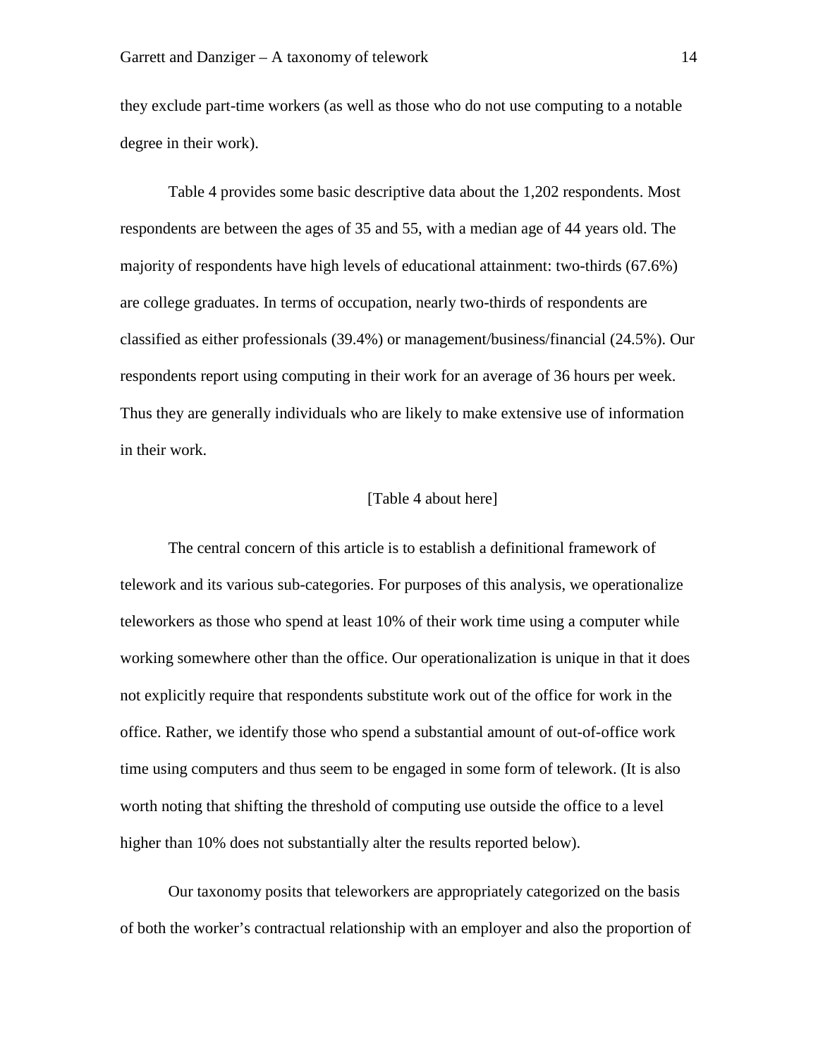they exclude part-time workers (as well as those who do not use computing to a notable degree in their work).

Table 4 provides some basic descriptive data about the 1,202 respondents. Most respondents are between the ages of 35 and 55, with a median age of 44 years old. The majority of respondents have high levels of educational attainment: two-thirds (67.6%) are college graduates. In terms of occupation, nearly two-thirds of respondents are classified as either professionals (39.4%) or management/business/financial (24.5%). Our respondents report using computing in their work for an average of 36 hours per week. Thus they are generally individuals who are likely to make extensive use of information in their work.

[Table 4 about here]

The central concern of this article is to establish a definitional framework of telework and its various sub-categories. For purposes of this analysis, we operationalize teleworkers as those who spend at least 10% of their work time using a computer while working somewhere other than the office. Our operationalization is unique in that it does not explicitly require that respondents substitute work out of the office for work in the office. Rather, we identify those who spend a substantial amount of out-of-office work time using computers and thus seem to be engaged in some form of telework. (It is also worth noting that shifting the threshold of computing use outside the office to a level higher than 10% does not substantially alter the results reported below).

Our taxonomy posits that teleworkers are appropriately categorized on the basis of both the worker's contractual relationship with an employer and also the proportion of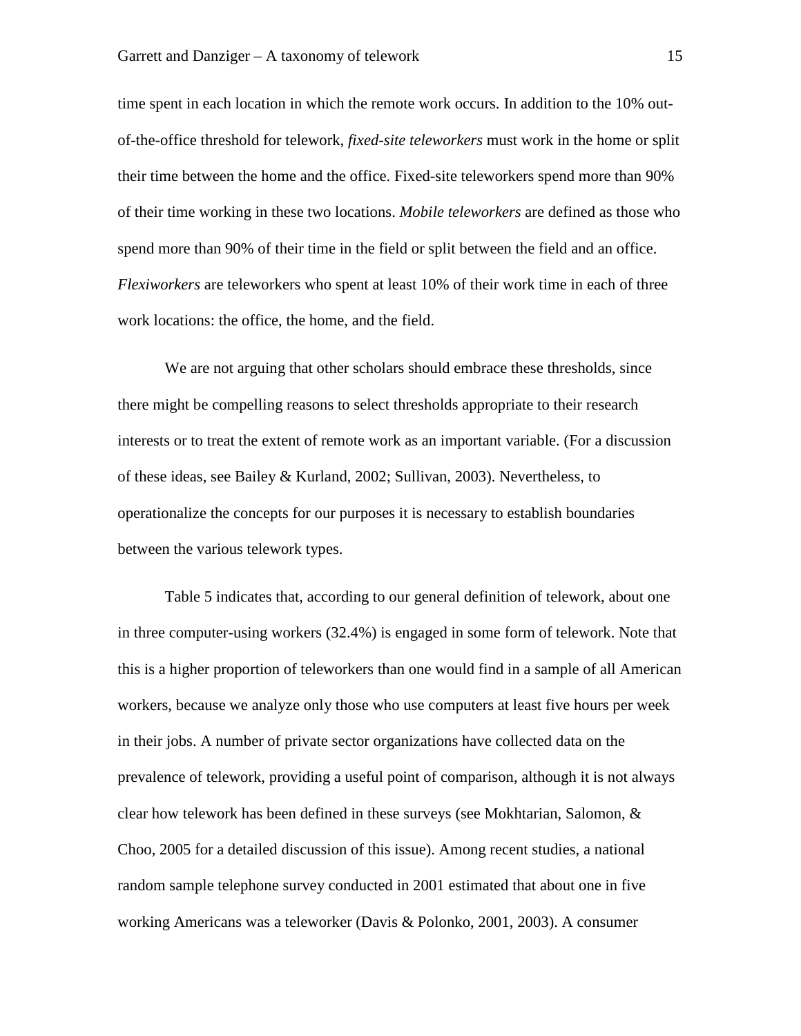time spent in each location in which the remote work occurs. In addition to the 10% out-of-the-office threshold for telework, *fixed-site teleworkers* must work in the home or split their time between the home and the office. Fixed-site teleworkers spend more than 90% of their time working in these two locations. *Mobile teleworkers* are defined as those who spend more than 90% of their time in the field or split between the field and an office. *Flexiworkers* are teleworkers who spent at least 10% of their work time in each of three work locations: the office, the home, and the field.

We are not arguing that other scholars should embrace these thresholds, since there might be compelling reasons to select thresholds appropriate to their research interests or to treat the extent of remote work as an important variable. (For a discussion of these ideas, see Bailey & Kurland, 2002; Sullivan, 2003). Nevertheless, to operationalize the concepts for our purposes it is necessary to establish boundaries between the various telework types.

Table 5 indicates that, according to our general definition of telework, about one in three computer-using workers (32.4%) is engaged in some form of telework. Note that this is a higher proportion of teleworkers than one would find in a sample of all American workers, because we analyze only those who use computers at least five hours per week in their jobs. A number of private sector organizations have collected data on the prevalence of telework, providing a useful point of comparison, although it is not always clear how telework has been defined in these surveys (see Mokhtarian, Salomon, & Choo, 2005 for a detailed discussion of this issue). Among recent studies, a national random sample telephone survey conducted in 2001 estimated that about one in five working Americans was a teleworker (Davis & Polonko, 2001, 2003). A consumer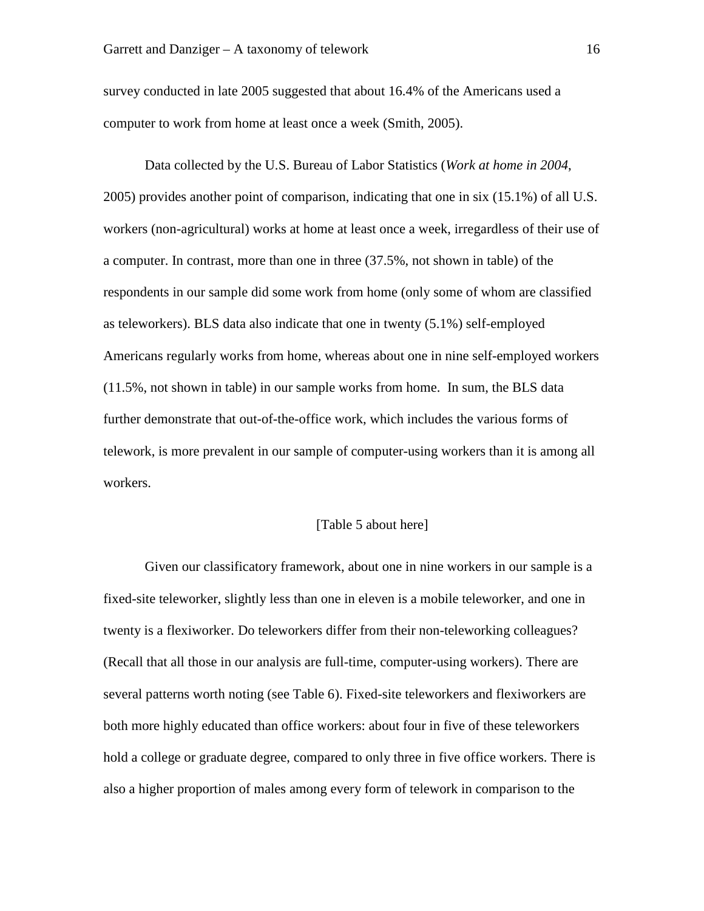survey conducted in late 2005 suggested that about 16.4% of the Americans used a computer to work from home at least once a week (Smith, 2005).

Data collected by the U.S. Bureau of Labor Statistics (*Work at home in 2004*, 2005) provides another point of comparison, indicating that one in six (15.1%) of all U.S. workers (non-agricultural) works at home at least once a week, irregardless of their use of a computer. In contrast, more than one in three (37.5%, not shown in table) of the respondents in our sample did some work from home (only some of whom are classified as teleworkers). BLS data also indicate that one in twenty (5.1%) self-employed Americans regularly works from home, whereas about one in nine self-employed workers (11.5%, not shown in table) in our sample works from home. In sum, the BLS data further demonstrate that out-of-the-office work, which includes the various forms of telework, is more prevalent in our sample of computer-using workers than it is among all workers.

[Table 5 about here]

Given our classificatory framework, about one in nine workers in our sample is a fixed-site teleworker, slightly less than one in eleven is a mobile teleworker, and one in twenty is a flexiworker. Do teleworkers differ from their non-teleworking colleagues? (Recall that all those in our analysis are full-time, computer-using workers). There are several patterns worth noting (see Table 6). Fixed-site teleworkers and flexiworkers are both more highly educated than office workers: about four in five of these teleworkers hold a college or graduate degree, compared to only three in five office workers. There is also a higher proportion of males among every form of telework in comparison to the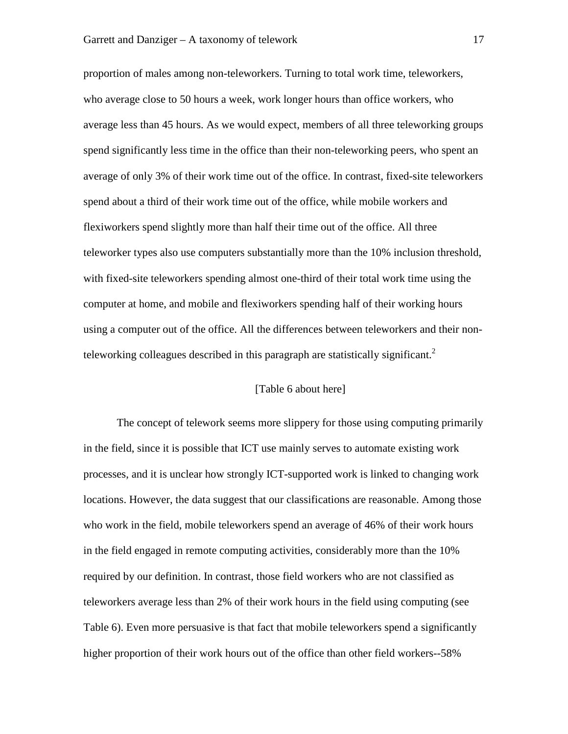proportion of males among non-teleworkers. Turning to total work time, teleworkers, who average close to 50 hours a week, work longer hours than office workers, who average less than 45 hours. As we would expect, members of all three teleworking groups spend significantly less time in the office than their non-teleworking peers, who spent an average of only 3% of their work time out of the office. In contrast, fixed-site teleworkers spend about a third of their work time out of the office, while mobile workers and flexiworkers spend slightly more than half their time out of the office. All three teleworker types also use computers substantially more than the 10% inclusion threshold, with fixed-site teleworkers spending almost one-third of their total work time using the computer at home, and mobile and flexiworkers spending half of their working hours using a computer out of the office. All the differences between teleworkers and their non-teleworking colleagues described in this paragraph are statistically significant.[2]

[Table 6 about here]

The concept of telework seems more slippery for those using computing primarily in the field, since it is possible that ICT use mainly serves to automate existing work processes, and it is unclear how strongly ICT-supported work is linked to changing work locations. However, the data suggest that our classifications are reasonable. Among those who work in the field, mobile teleworkers spend an average of 46% of their work hours in the field engaged in remote computing activities, considerably more than the 10% required by our definition. In contrast, those field workers who are not classified as teleworkers average less than 2% of their work hours in the field using computing (see Table 6). Even more persuasive is that fact that mobile teleworkers spend a significantly higher proportion of their work hours out of the office than other field workers--58%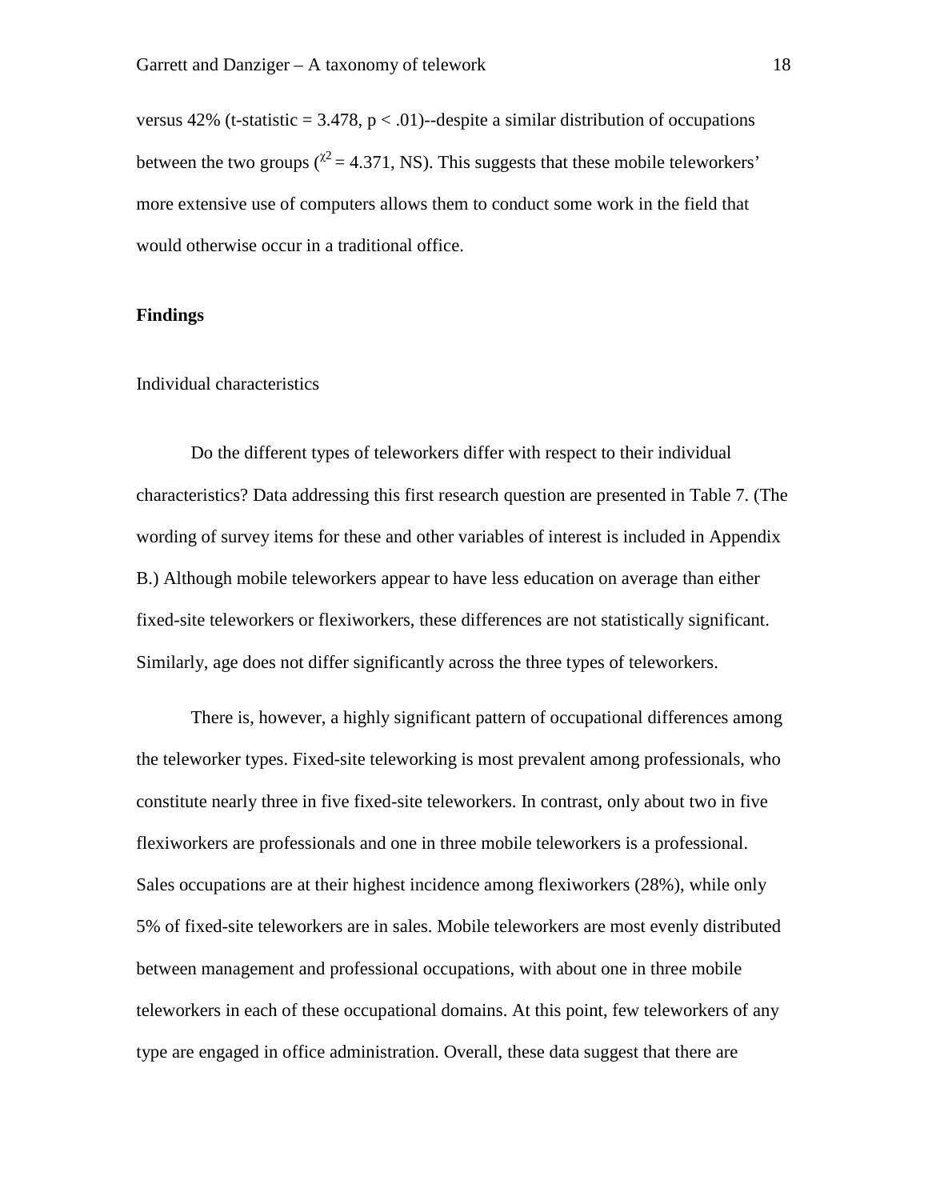versus 42% (t-statistic = 3.478, $p < .01$)--despite a similar distribution of occupations between the two groups ($\chi^2 = 4.371$, NS). This suggests that these mobile teleworkers' more extensive use of computers allows them to conduct some work in the field that would otherwise occur in a traditional office.

## Findings

### Individual characteristics

Do the different types of teleworkers differ with respect to their individual characteristics? Data addressing this first research question are presented in Table 7. (The wording of survey items for these and other variables of interest is included in Appendix B.) Although mobile teleworkers appear to have less education on average than either fixed-site teleworkers or flexiworkers, these differences are not statistically significant. Similarly, age does not differ significantly across the three types of teleworkers.

There is, however, a highly significant pattern of occupational differences among the teleworker types. Fixed-site teleworking is most prevalent among professionals, who constitute nearly three in five fixed-site teleworkers. In contrast, only about two in five flexiworkers are professionals and one in three mobile teleworkers is a professional. Sales occupations are at their highest incidence among flexiworkers (28%), while only 5% of fixed-site teleworkers are in sales. Mobile teleworkers are most evenly distributed between management and professional occupations, with about one in three mobile teleworkers in each of these occupational domains. At this point, few teleworkers of any type are engaged in office administration. Overall, these data suggest that there are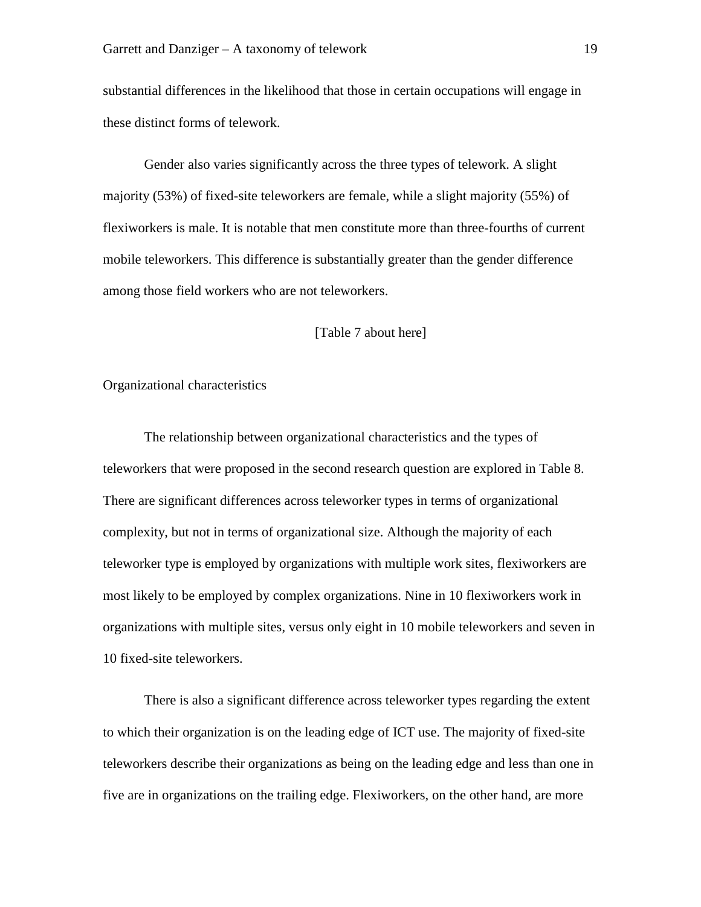substantial differences in the likelihood that those in certain occupations will engage in these distinct forms of telework.

Gender also varies significantly across the three types of telework. A slight majority (53%) of fixed-site teleworkers are female, while a slight majority (55%) of flexiworkers is male. It is notable that men constitute more than three-fourths of current mobile teleworkers. This difference is substantially greater than the gender difference among those field workers who are not teleworkers.

[Table 7 about here]

## Organizational characteristics

The relationship between organizational characteristics and the types of teleworkers that were proposed in the second research question are explored in Table 8. There are significant differences across teleworker types in terms of organizational complexity, but not in terms of organizational size. Although the majority of each teleworker type is employed by organizations with multiple work sites, flexiworkers are most likely to be employed by complex organizations. Nine in 10 flexiworkers work in organizations with multiple sites, versus only eight in 10 mobile teleworkers and seven in 10 fixed-site teleworkers.

There is also a significant difference across teleworker types regarding the extent to which their organization is on the leading edge of ICT use. The majority of fixed-site teleworkers describe their organizations as being on the leading edge and less than one in five are in organizations on the trailing edge. Flexiworkers, on the other hand, are more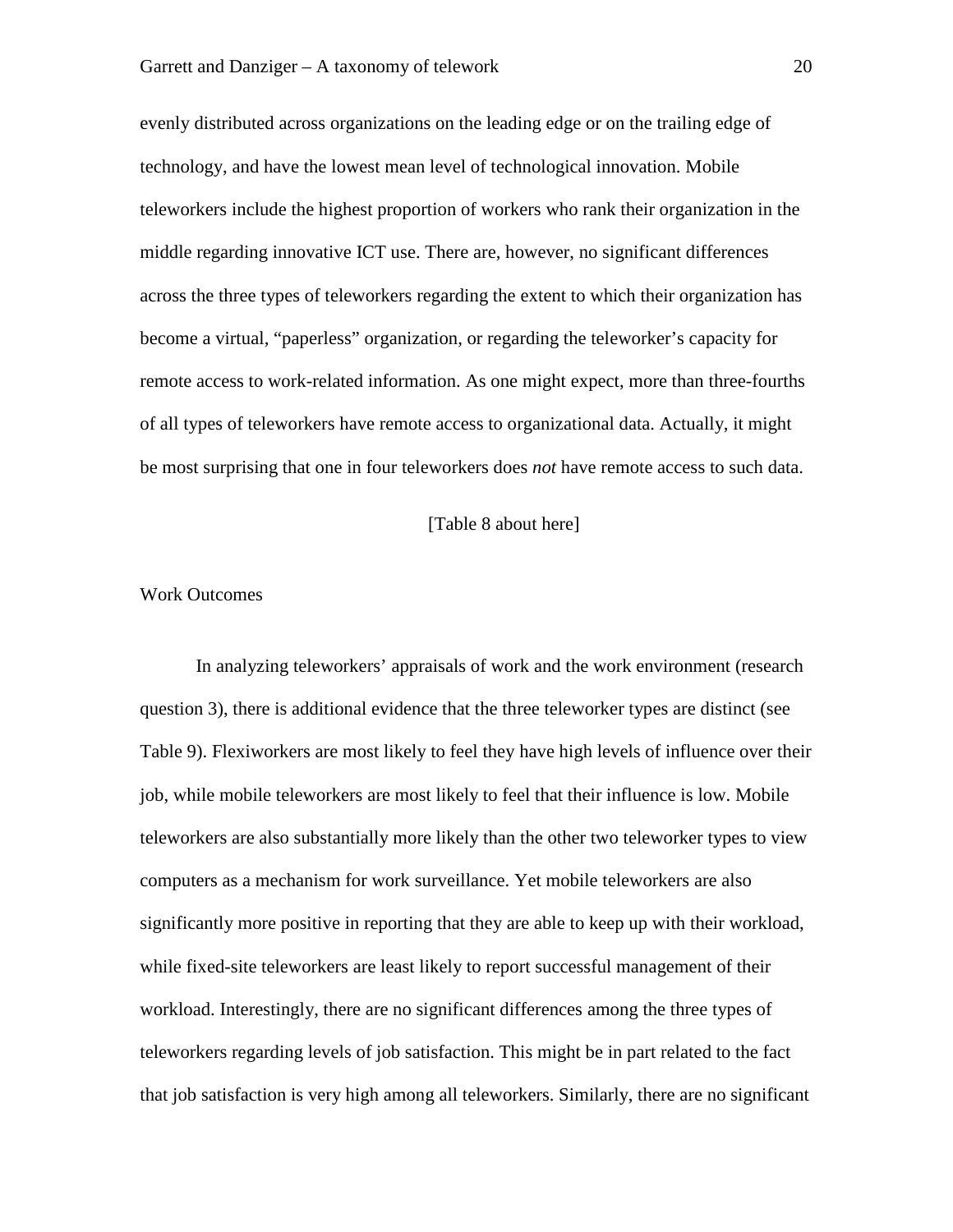evenly distributed across organizations on the leading edge or on the trailing edge of technology, and have the lowest mean level of technological innovation. Mobile teleworkers include the highest proportion of workers who rank their organization in the middle regarding innovative ICT use. There are, however, no significant differences across the three types of teleworkers regarding the extent to which their organization has become a virtual, "paperless" organization, or regarding the teleworker's capacity for remote access to work-related information. As one might expect, more than three-fourths of all types of teleworkers have remote access to organizational data. Actually, it might be most surprising that one in four teleworkers does *not* have remote access to such data.

[Table 8 about here]

## Work Outcomes

In analyzing teleworkers' appraisals of work and the work environment (research question 3), there is additional evidence that the three teleworker types are distinct (see Table 9). Flexiworkers are most likely to feel they have high levels of influence over their job, while mobile teleworkers are most likely to feel that their influence is low. Mobile teleworkers are also substantially more likely than the other two teleworker types to view computers as a mechanism for work surveillance. Yet mobile teleworkers are also significantly more positive in reporting that they are able to keep up with their workload, while fixed-site teleworkers are least likely to report successful management of their workload. Interestingly, there are no significant differences among the three types of teleworkers regarding levels of job satisfaction. This might be in part related to the fact that job satisfaction is very high among all teleworkers. Similarly, there are no significant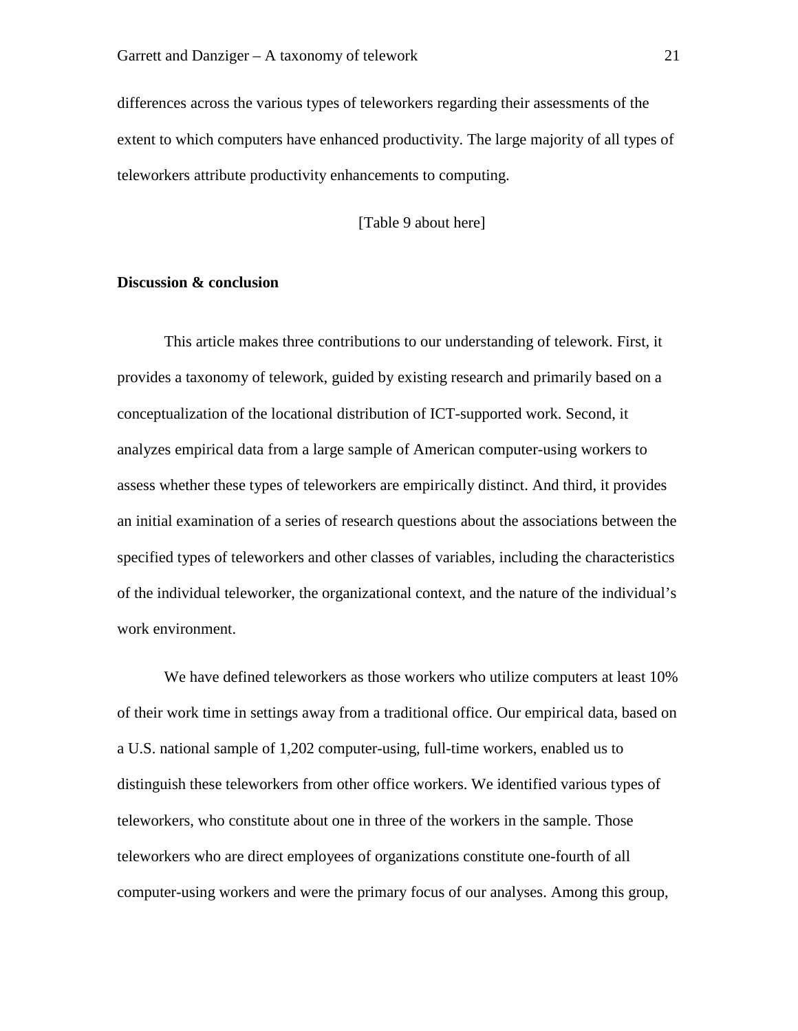differences across the various types of teleworkers regarding their assessments of the extent to which computers have enhanced productivity. The large majority of all types of teleworkers attribute productivity enhancements to computing.

[Table 9 about here]

**Discussion & conclusion**

This article makes three contributions to our understanding of telework. First, it provides a taxonomy of telework, guided by existing research and primarily based on a conceptualization of the locational distribution of ICT-supported work. Second, it analyzes empirical data from a large sample of American computer-using workers to assess whether these types of teleworkers are empirically distinct. And third, it provides an initial examination of a series of research questions about the associations between the specified types of teleworkers and other classes of variables, including the characteristics of the individual teleworker, the organizational context, and the nature of the individual's work environment.

We have defined teleworkers as those workers who utilize computers at least 10% of their work time in settings away from a traditional office. Our empirical data, based on a U.S. national sample of 1,202 computer-using, full-time workers, enabled us to distinguish these teleworkers from other office workers. We identified various types of teleworkers, who constitute about one in three of the workers in the sample. Those teleworkers who are direct employees of organizations constitute one-fourth of all computer-using workers and were the primary focus of our analyses. Among this group,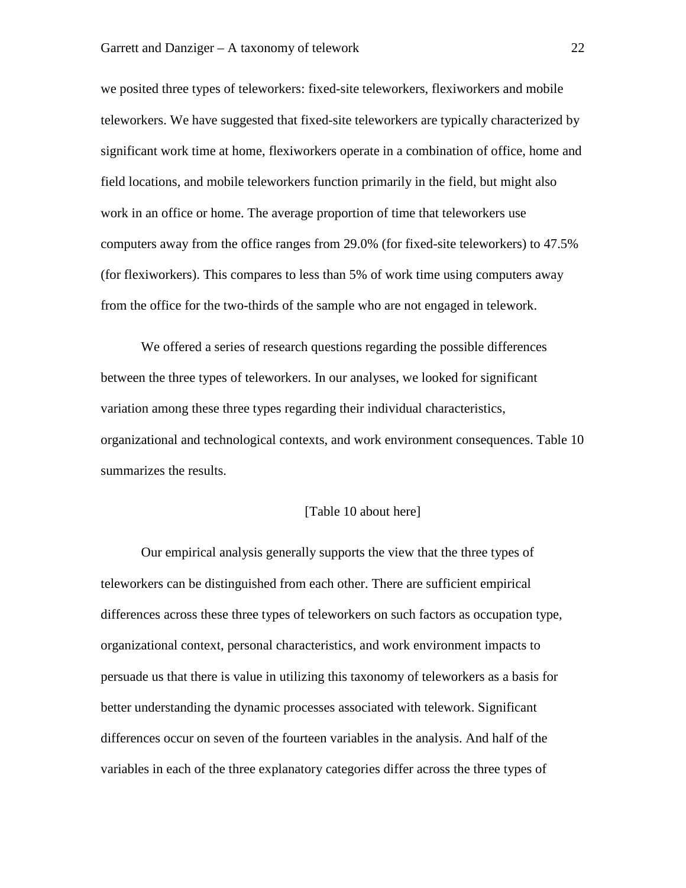we posited three types of teleworkers: fixed-site teleworkers, flexiworkers and mobile teleworkers. We have suggested that fixed-site teleworkers are typically characterized by significant work time at home, flexiworkers operate in a combination of office, home and field locations, and mobile teleworkers function primarily in the field, but might also work in an office or home. The average proportion of time that teleworkers use computers away from the office ranges from 29.0% (for fixed-site teleworkers) to 47.5% (for flexiworkers). This compares to less than 5% of work time using computers away from the office for the two-thirds of the sample who are not engaged in telework.

We offered a series of research questions regarding the possible differences between the three types of teleworkers. In our analyses, we looked for significant variation among these three types regarding their individual characteristics, organizational and technological contexts, and work environment consequences. Table 10 summarizes the results.

[Table 10 about here]

Our empirical analysis generally supports the view that the three types of teleworkers can be distinguished from each other. There are sufficient empirical differences across these three types of teleworkers on such factors as occupation type, organizational context, personal characteristics, and work environment impacts to persuade us that there is value in utilizing this taxonomy of teleworkers as a basis for better understanding the dynamic processes associated with telework. Significant differences occur on seven of the fourteen variables in the analysis. And half of the variables in each of the three explanatory categories differ across the three types of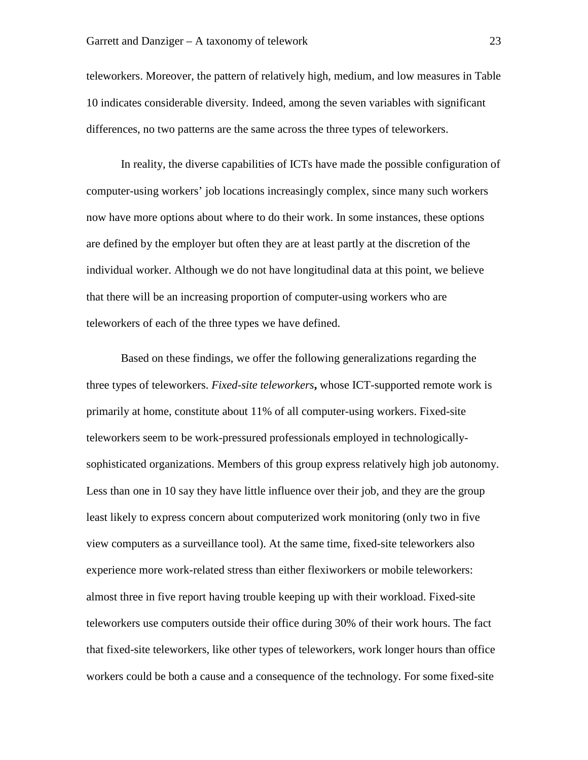teleworkers. Moreover, the pattern of relatively high, medium, and low measures in Table 10 indicates considerable diversity. Indeed, among the seven variables with significant differences, no two patterns are the same across the three types of teleworkers.

In reality, the diverse capabilities of ICTs have made the possible configuration of computer-using workers' job locations increasingly complex, since many such workers now have more options about where to do their work. In some instances, these options are defined by the employer but often they are at least partly at the discretion of the individual worker. Although we do not have longitudinal data at this point, we believe that there will be an increasing proportion of computer-using workers who are teleworkers of each of the three types we have defined.

Based on these findings, we offer the following generalizations regarding the three types of teleworkers. *Fixed-site teleworkers***,** whose ICT-supported remote work is primarily at home, constitute about 11% of all computer-using workers. Fixed-site teleworkers seem to be work-pressured professionals employed in technologically-sophisticated organizations. Members of this group express relatively high job autonomy. Less than one in 10 say they have little influence over their job, and they are the group least likely to express concern about computerized work monitoring (only two in five view computers as a surveillance tool). At the same time, fixed-site teleworkers also experience more work-related stress than either flexiworkers or mobile teleworkers: almost three in five report having trouble keeping up with their workload. Fixed-site teleworkers use computers outside their office during 30% of their work hours. The fact that fixed-site teleworkers, like other types of teleworkers, work longer hours than office workers could be both a cause and a consequence of the technology. For some fixed-site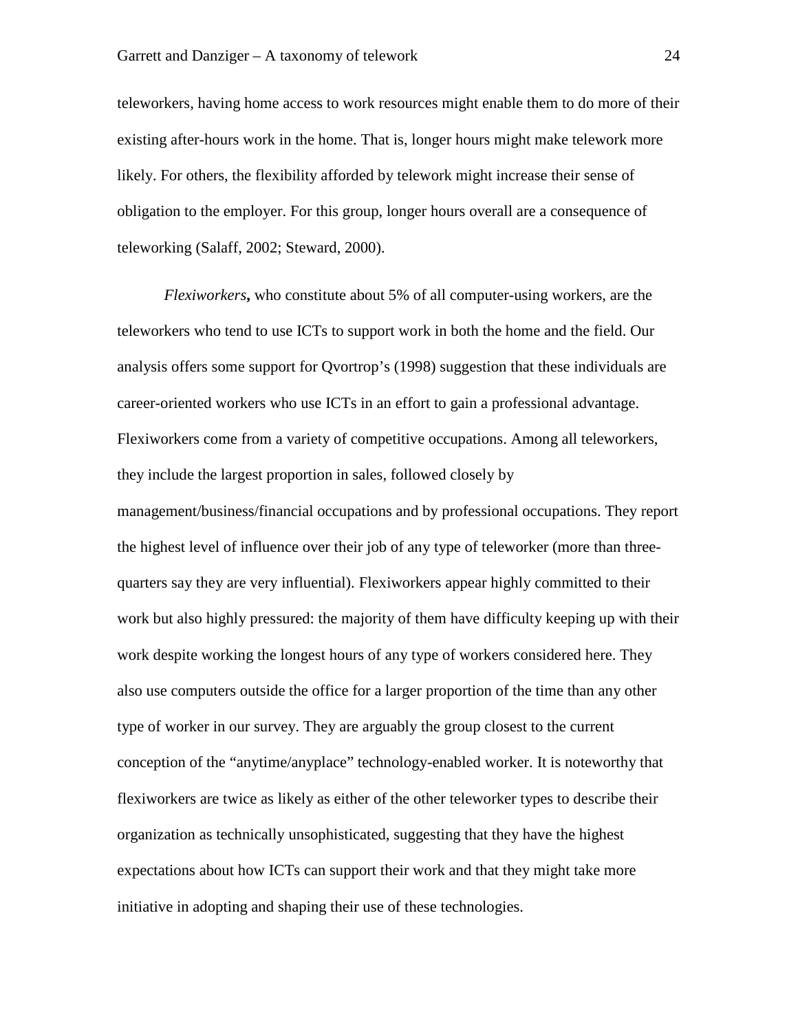teleworkers, having home access to work resources might enable them to do more of their existing after-hours work in the home. That is, longer hours might make telework more likely. For others, the flexibility afforded by telework might increase their sense of obligation to the employer. For this group, longer hours overall are a consequence of teleworking (Salaff, 2002; Steward, 2000).

*Flexiworkers***,** who constitute about 5% of all computer-using workers, are the teleworkers who tend to use ICTs to support work in both the home and the field. Our analysis offers some support for Qvortrop's (1998) suggestion that these individuals are career-oriented workers who use ICTs in an effort to gain a professional advantage. Flexiworkers come from a variety of competitive occupations. Among all teleworkers, they include the largest proportion in sales, followed closely by management/business/financial occupations and by professional occupations. They report the highest level of influence over their job of any type of teleworker (more than three-quarters say they are very influential). Flexiworkers appear highly committed to their work but also highly pressured: the majority of them have difficulty keeping up with their work despite working the longest hours of any type of workers considered here. They also use computers outside the office for a larger proportion of the time than any other type of worker in our survey. They are arguably the group closest to the current conception of the "anytime/anyplace" technology-enabled worker. It is noteworthy that flexiworkers are twice as likely as either of the other teleworker types to describe their organization as technically unsophisticated, suggesting that they have the highest expectations about how ICTs can support their work and that they might take more initiative in adopting and shaping their use of these technologies.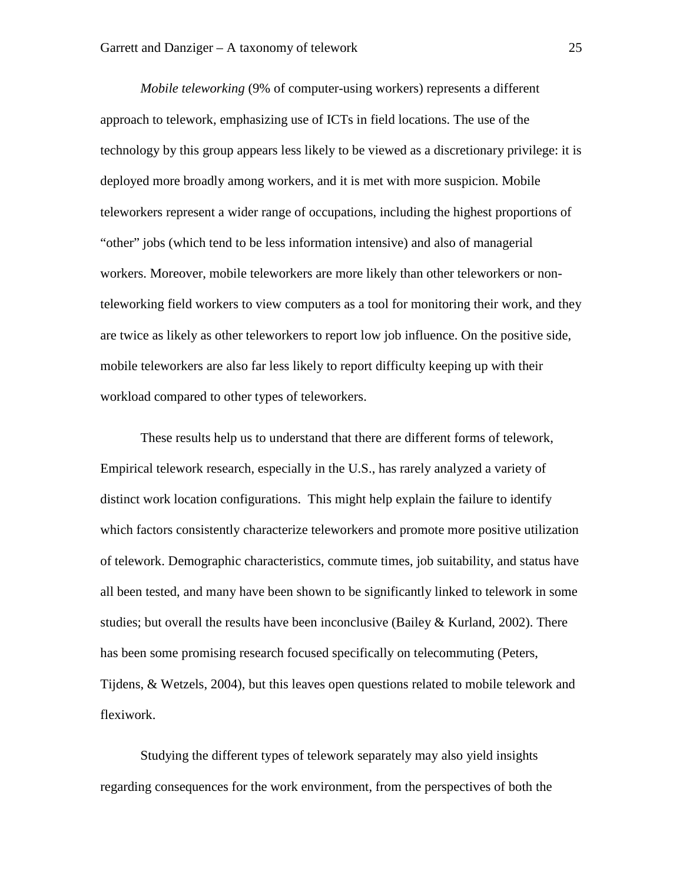*Mobile teleworking* (9% of computer-using workers) represents a different approach to telework, emphasizing use of ICTs in field locations. The use of the technology by this group appears less likely to be viewed as a discretionary privilege: it is deployed more broadly among workers, and it is met with more suspicion. Mobile teleworkers represent a wider range of occupations, including the highest proportions of "other" jobs (which tend to be less information intensive) and also of managerial workers. Moreover, mobile teleworkers are more likely than other teleworkers or non-teleworking field workers to view computers as a tool for monitoring their work, and they are twice as likely as other teleworkers to report low job influence. On the positive side, mobile teleworkers are also far less likely to report difficulty keeping up with their workload compared to other types of teleworkers.

These results help us to understand that there are different forms of telework, Empirical telework research, especially in the U.S., has rarely analyzed a variety of distinct work location configurations. This might help explain the failure to identify which factors consistently characterize teleworkers and promote more positive utilization of telework. Demographic characteristics, commute times, job suitability, and status have all been tested, and many have been shown to be significantly linked to telework in some studies; but overall the results have been inconclusive (Bailey & Kurland, 2002). There has been some promising research focused specifically on telecommuting (Peters, Tijdens, & Wetzels, 2004), but this leaves open questions related to mobile telework and flexiwork.

Studying the different types of telework separately may also yield insights regarding consequences for the work environment, from the perspectives of both the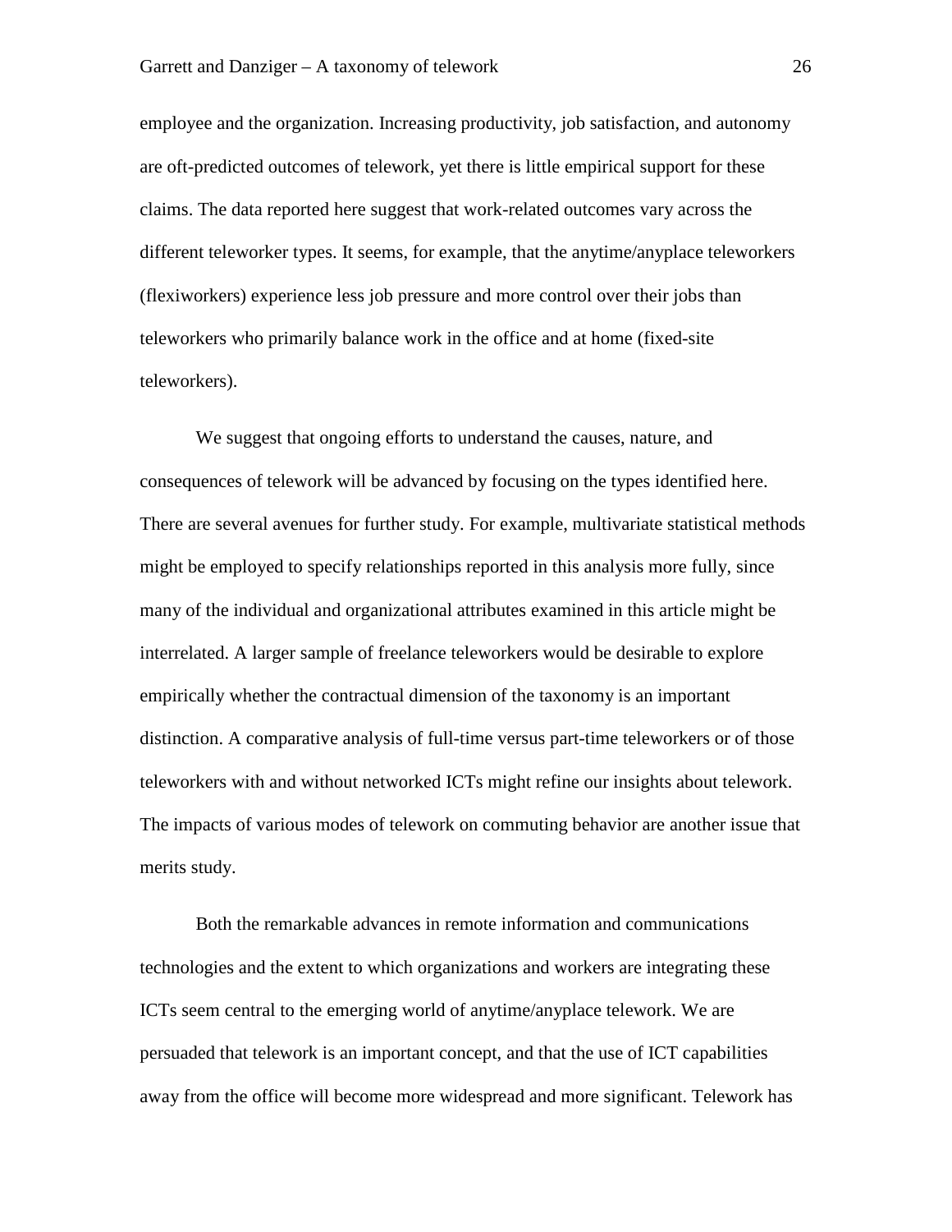employee and the organization. Increasing productivity, job satisfaction, and autonomy are oft-predicted outcomes of telework, yet there is little empirical support for these claims. The data reported here suggest that work-related outcomes vary across the different teleworker types. It seems, for example, that the anytime/anyplace teleworkers (flexiworkers) experience less job pressure and more control over their jobs than teleworkers who primarily balance work in the office and at home (fixed-site teleworkers).

We suggest that ongoing efforts to understand the causes, nature, and consequences of telework will be advanced by focusing on the types identified here. There are several avenues for further study. For example, multivariate statistical methods might be employed to specify relationships reported in this analysis more fully, since many of the individual and organizational attributes examined in this article might be interrelated. A larger sample of freelance teleworkers would be desirable to explore empirically whether the contractual dimension of the taxonomy is an important distinction. A comparative analysis of full-time versus part-time teleworkers or of those teleworkers with and without networked ICTs might refine our insights about telework. The impacts of various modes of telework on commuting behavior are another issue that merits study.

Both the remarkable advances in remote information and communications technologies and the extent to which organizations and workers are integrating these ICTs seem central to the emerging world of anytime/anyplace telework. We are persuaded that telework is an important concept, and that the use of ICT capabilities away from the office will become more widespread and more significant. Telework has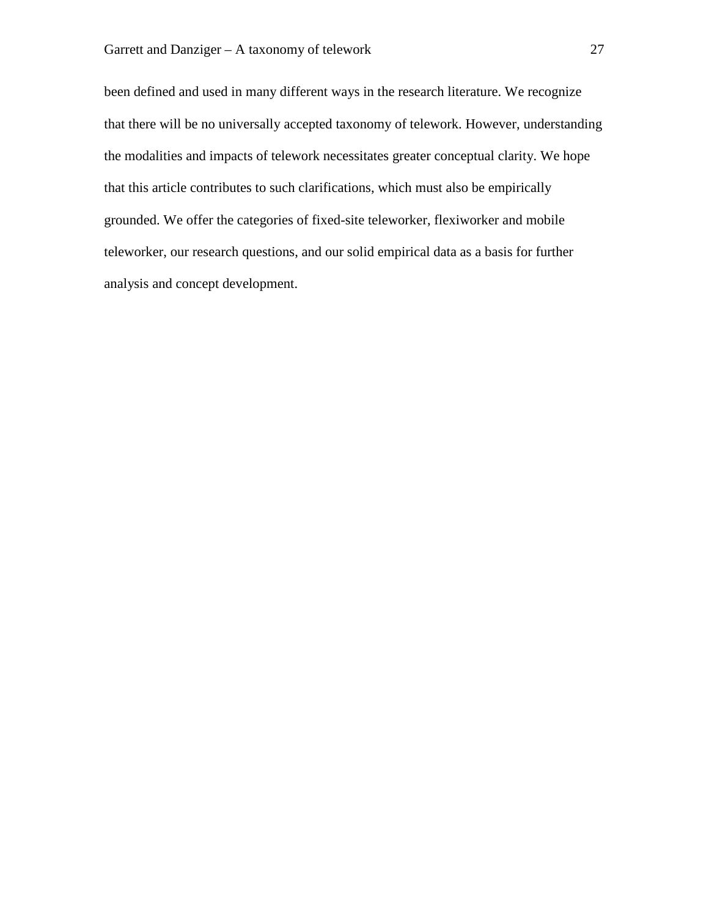been defined and used in many different ways in the research literature. We recognize that there will be no universally accepted taxonomy of telework. However, understanding the modalities and impacts of telework necessitates greater conceptual clarity. We hope that this article contributes to such clarifications, which must also be empirically grounded. We offer the categories of fixed-site teleworker, flexiworker and mobile teleworker, our research questions, and our solid empirical data as a basis for further analysis and concept development.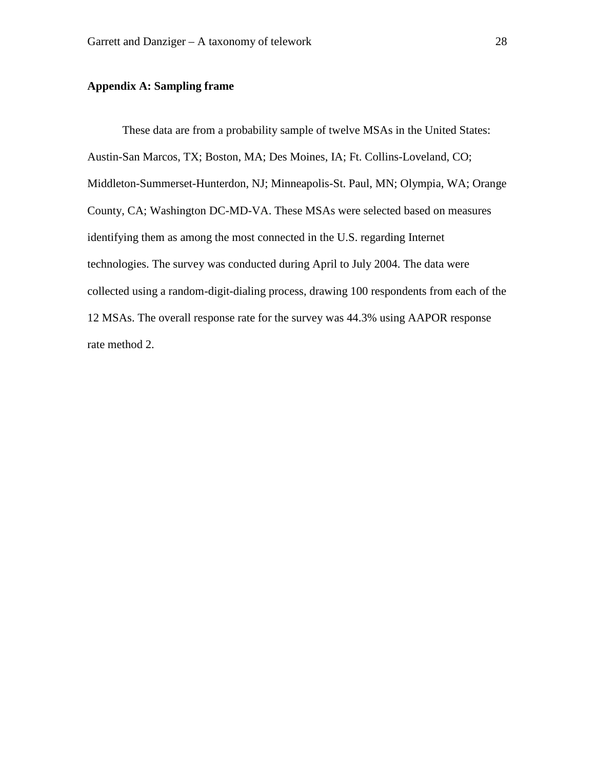## Appendix A: Sampling frame

These data are from a probability sample of twelve MSAs in the United States: Austin-San Marcos, TX; Boston, MA; Des Moines, IA; Ft. Collins-Loveland, CO; Middleton-Summerset-Hunterdon, NJ; Minneapolis-St. Paul, MN; Olympia, WA; Orange County, CA; Washington DC-MD-VA. These MSAs were selected based on measures identifying them as among the most connected in the U.S. regarding Internet technologies. The survey was conducted during April to July 2004. The data were collected using a random-digit-dialing process, drawing 100 respondents from each of the 12 MSAs. The overall response rate for the survey was 44.3% using AAPOR response rate method 2.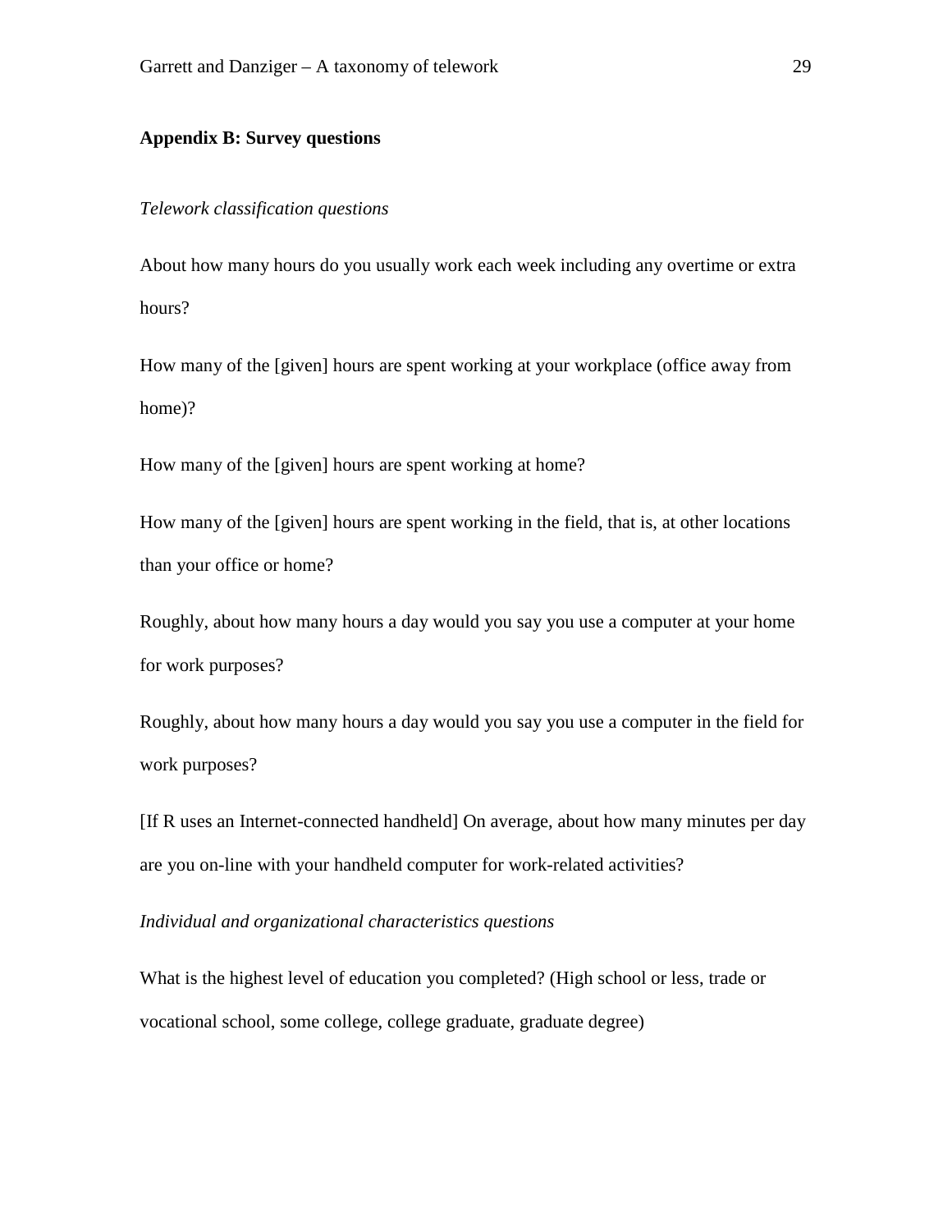## Appendix B: Survey questions

*Telework classification questions*

About how many hours do you usually work each week including any overtime or extra hours?

How many of the [given] hours are spent working at your workplace (office away from home)?

How many of the [given] hours are spent working at home?

How many of the [given] hours are spent working in the field, that is, at other locations than your office or home?

Roughly, about how many hours a day would you say you use a computer at your home for work purposes?

Roughly, about how many hours a day would you say you use a computer in the field for work purposes?

[If R uses an Internet-connected handheld] On average, about how many minutes per day are you on-line with your handheld computer for work-related activities?

*Individual and organizational characteristics questions*

What is the highest level of education you completed? (High school or less, trade or vocational school, some college, college graduate, graduate degree)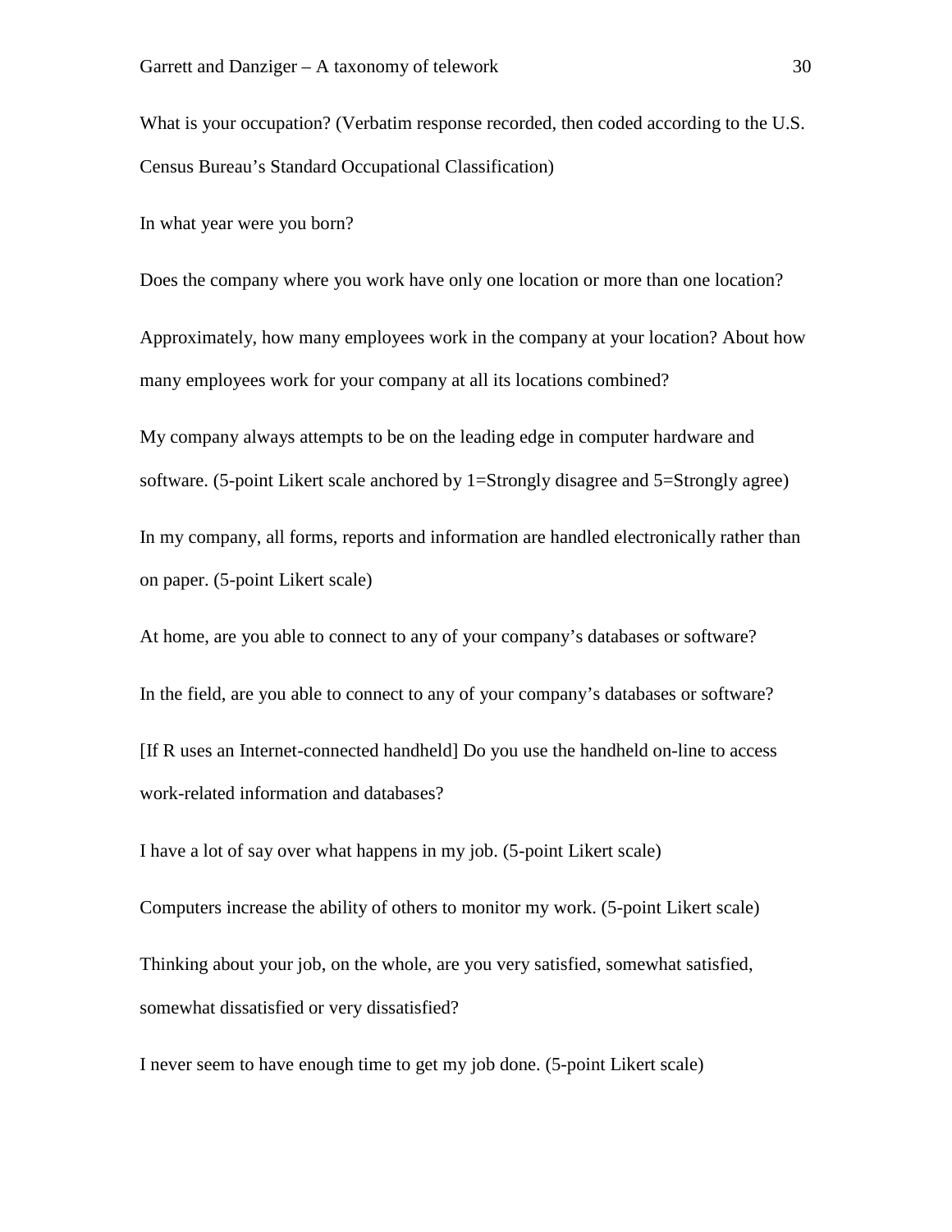What is your occupation? (Verbatim response recorded, then coded according to the U.S. Census Bureau's Standard Occupational Classification)

In what year were you born?

Does the company where you work have only one location or more than one location?

Approximately, how many employees work in the company at your location? About how many employees work for your company at all its locations combined?

My company always attempts to be on the leading edge in computer hardware and software. (5-point Likert scale anchored by 1=Strongly disagree and 5=Strongly agree)

In my company, all forms, reports and information are handled electronically rather than on paper. (5-point Likert scale)

At home, are you able to connect to any of your company's databases or software?

In the field, are you able to connect to any of your company's databases or software?

[If R uses an Internet-connected handheld] Do you use the handheld on-line to access work-related information and databases?

I have a lot of say over what happens in my job. (5-point Likert scale)

Computers increase the ability of others to monitor my work. (5-point Likert scale)

Thinking about your job, on the whole, are you very satisfied, somewhat satisfied, somewhat dissatisfied or very dissatisfied?

I never seem to have enough time to get my job done. (5-point Likert scale)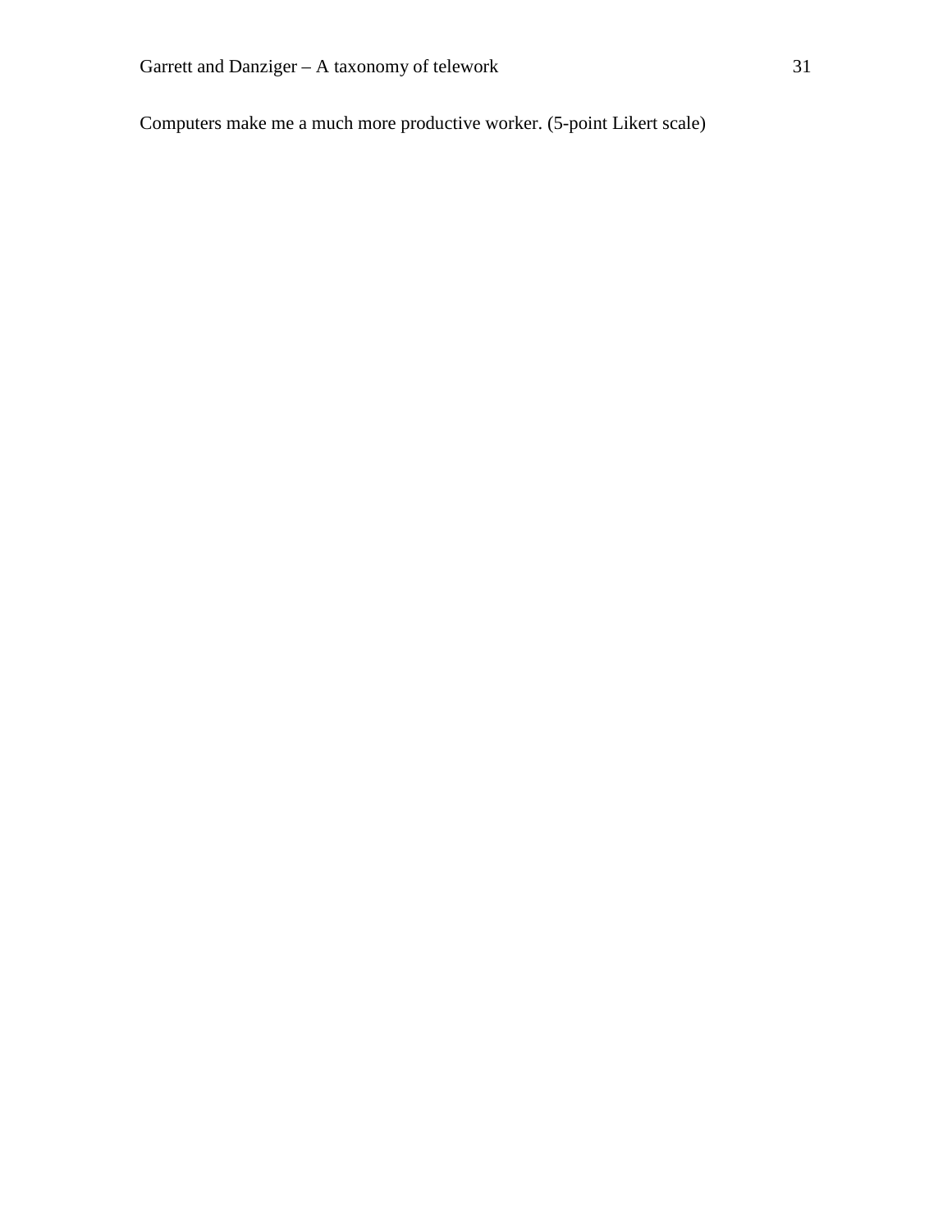Computers make me a much more productive worker. (5-point Likert scale)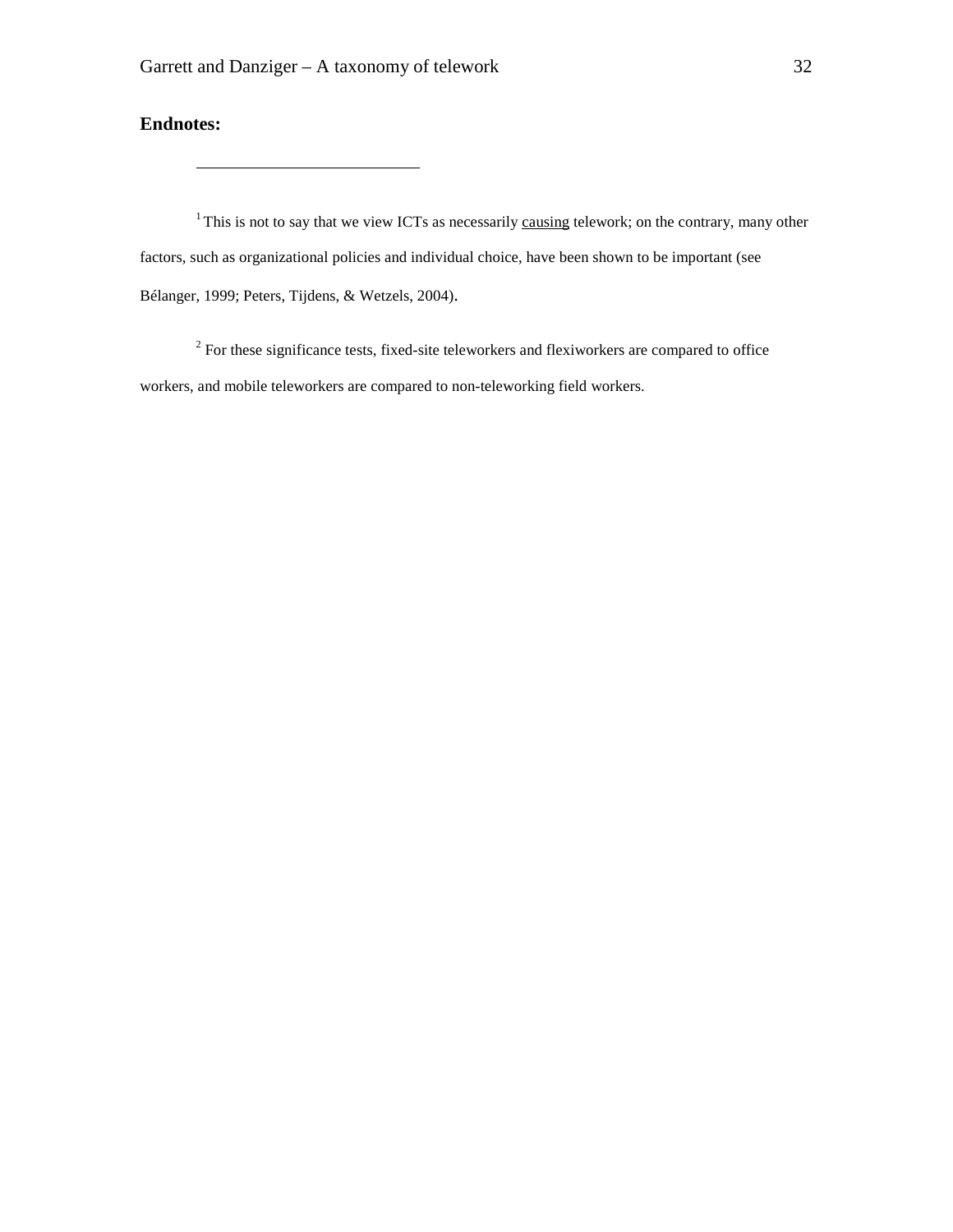## Endnotes:

[1] This is not to say that we view ICTs as necessarily <u>causing</u> telework; on the contrary, many other factors, such as organizational policies and individual choice, have been shown to be important (see Bélanger, 1999; Peters, Tijdens, & Wetzels, 2004).

[2] For these significance tests, fixed-site teleworkers and flexiworkers are compared to office workers, and mobile teleworkers are compared to non-teleworking field workers.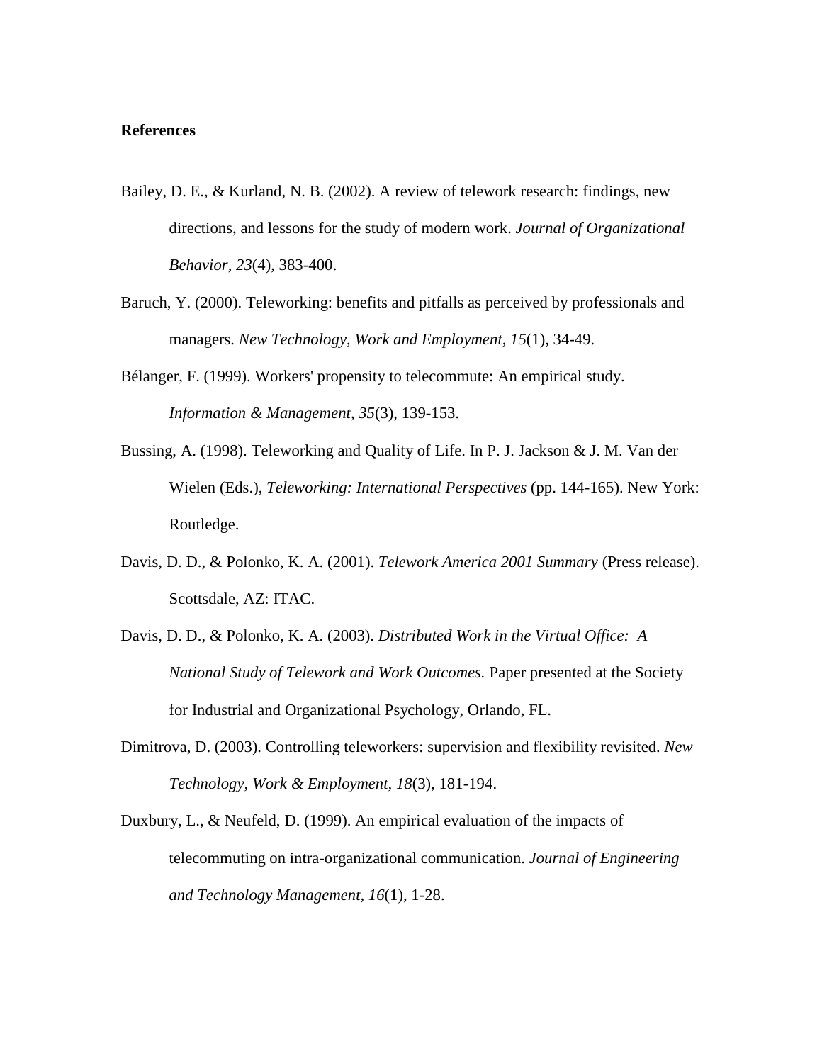**References**

Bailey, D. E., & Kurland, N. B. (2002). A review of telework research: findings, new directions, and lessons for the study of modern work. *Journal of Organizational Behavior, 23*(4), 383-400.

Baruch, Y. (2000). Teleworking: benefits and pitfalls as perceived by professionals and managers. *New Technology, Work and Employment, 15*(1), 34-49.

Bélanger, F. (1999). Workers' propensity to telecommute: An empirical study. *Information & Management, 35*(3), 139-153.

Bussing, A. (1998). Teleworking and Quality of Life. In P. J. Jackson & J. M. Van der Wielen (Eds.), *Teleworking: International Perspectives* (pp. 144-165). New York: Routledge.

Davis, D. D., & Polonko, K. A. (2001). *Telework America 2001 Summary* (Press release). Scottsdale, AZ: ITAC.

Davis, D. D., & Polonko, K. A. (2003). *Distributed Work in the Virtual Office: A National Study of Telework and Work Outcomes.* Paper presented at the Society for Industrial and Organizational Psychology, Orlando, FL.

Dimitrova, D. (2003). Controlling teleworkers: supervision and flexibility revisited. *New Technology, Work & Employment, 18*(3), 181-194.

Duxbury, L., & Neufeld, D. (1999). An empirical evaluation of the impacts of telecommuting on intra-organizational communication. *Journal of Engineering and Technology Management, 16*(1), 1-28.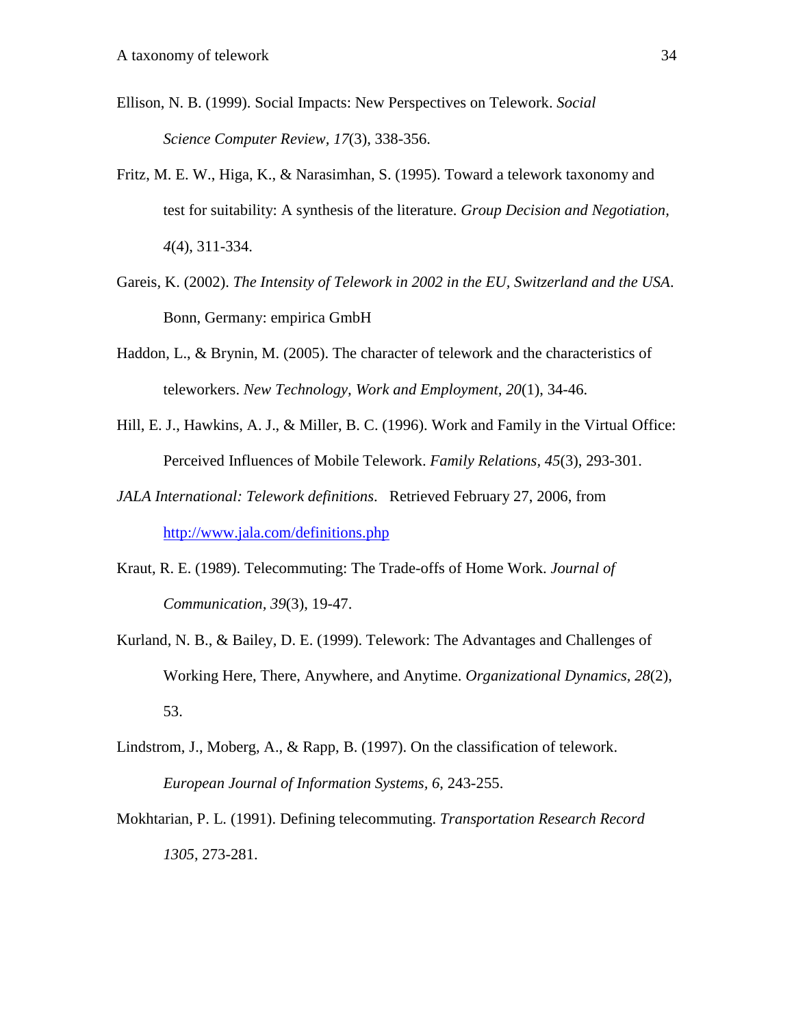Ellison, N. B. (1999). Social Impacts: New Perspectives on Telework. *Social Science Computer Review, 17*(3), 338-356.

Fritz, M. E. W., Higa, K., & Narasimhan, S. (1995). Toward a telework taxonomy and test for suitability: A synthesis of the literature. *Group Decision and Negotiation, 4*(4), 311-334.

Gareis, K. (2002). *The Intensity of Telework in 2002 in the EU, Switzerland and the USA*. Bonn, Germany: empirica GmbH

Haddon, L., & Brynin, M. (2005). The character of telework and the characteristics of teleworkers. *New Technology, Work and Employment, 20*(1), 34-46.

Hill, E. J., Hawkins, A. J., & Miller, B. C. (1996). Work and Family in the Virtual Office: Perceived Influences of Mobile Telework. *Family Relations, 45*(3), 293-301.

*JALA International: Telework definitions*. Retrieved February 27, 2006, from http://www.jala.com/definitions.php

Kraut, R. E. (1989). Telecommuting: The Trade-offs of Home Work. *Journal of Communication, 39*(3), 19-47.

Kurland, N. B., & Bailey, D. E. (1999). Telework: The Advantages and Challenges of Working Here, There, Anywhere, and Anytime. *Organizational Dynamics, 28*(2), 53.

Lindstrom, J., Moberg, A., & Rapp, B. (1997). On the classification of telework. *European Journal of Information Systems, 6*, 243-255.

Mokhtarian, P. L. (1991). Defining telecommuting. *Transportation Research Record 1305*, 273-281.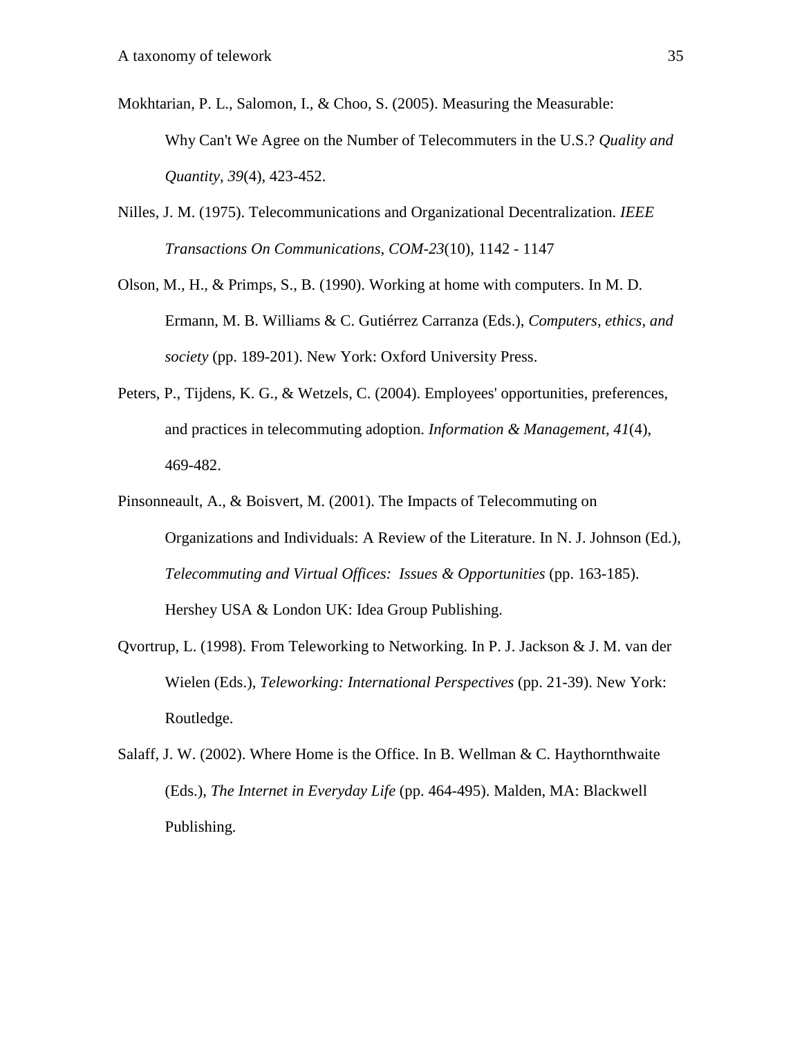Mokhtarian, P. L., Salomon, I., & Choo, S. (2005). Measuring the Measurable: Why Can't We Agree on the Number of Telecommuters in the U.S.? *Quality and Quantity, 39*(4), 423-452.

Nilles, J. M. (1975). Telecommunications and Organizational Decentralization. *IEEE Transactions On Communications, COM-23*(10), 1142 - 1147

Olson, M., H., & Primps, S., B. (1990). Working at home with computers. In M. D. Ermann, M. B. Williams & C. Gutiérrez Carranza (Eds.), *Computers, ethics, and society* (pp. 189-201). New York: Oxford University Press.

Peters, P., Tijdens, K. G., & Wetzels, C. (2004). Employees' opportunities, preferences, and practices in telecommuting adoption. *Information & Management, 41*(4), 469-482.

Pinsonneault, A., & Boisvert, M. (2001). The Impacts of Telecommuting on Organizations and Individuals: A Review of the Literature. In N. J. Johnson (Ed.), *Telecommuting and Virtual Offices: Issues & Opportunities* (pp. 163-185). Hershey USA & London UK: Idea Group Publishing.

Qvortrup, L. (1998). From Teleworking to Networking. In P. J. Jackson & J. M. van der Wielen (Eds.), *Teleworking: International Perspectives* (pp. 21-39). New York: Routledge.

Salaff, J. W. (2002). Where Home is the Office. In B. Wellman & C. Haythornthwaite (Eds.), *The Internet in Everyday Life* (pp. 464-495). Malden, MA: Blackwell Publishing.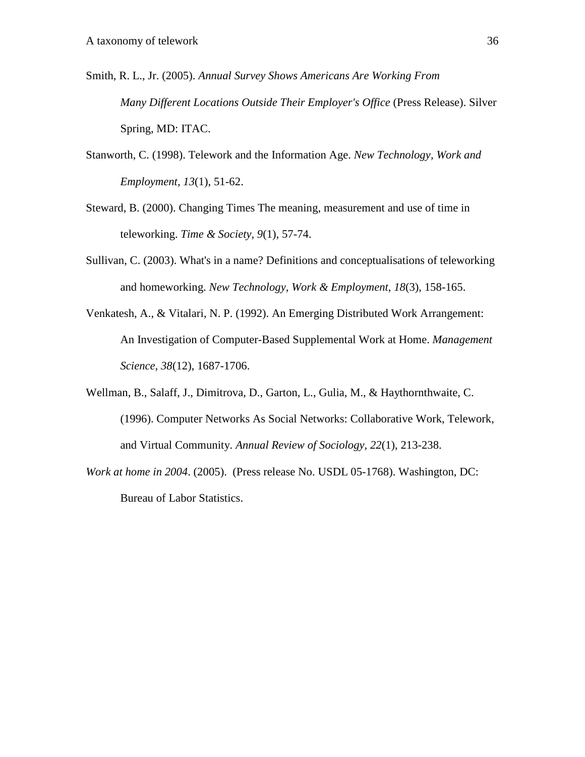Smith, R. L., Jr. (2005). *Annual Survey Shows Americans Are Working From Many Different Locations Outside Their Employer's Office* (Press Release). Silver Spring, MD: ITAC.

Stanworth, C. (1998). Telework and the Information Age. *New Technology, Work and Employment, 13*(1), 51-62.

Steward, B. (2000). Changing Times The meaning, measurement and use of time in teleworking. *Time & Society, 9*(1), 57-74.

Sullivan, C. (2003). What's in a name? Definitions and conceptualisations of teleworking and homeworking. *New Technology, Work & Employment, 18*(3), 158-165.

Venkatesh, A., & Vitalari, N. P. (1992). An Emerging Distributed Work Arrangement: An Investigation of Computer-Based Supplemental Work at Home. *Management Science, 38*(12), 1687-1706.

Wellman, B., Salaff, J., Dimitrova, D., Garton, L., Gulia, M., & Haythornthwaite, C. (1996). Computer Networks As Social Networks: Collaborative Work, Telework, and Virtual Community. *Annual Review of Sociology, 22*(1), 213-238.

*Work at home in 2004*. (2005). (Press release No. USDL 05-1768). Washington, DC: Bureau of Labor Statistics.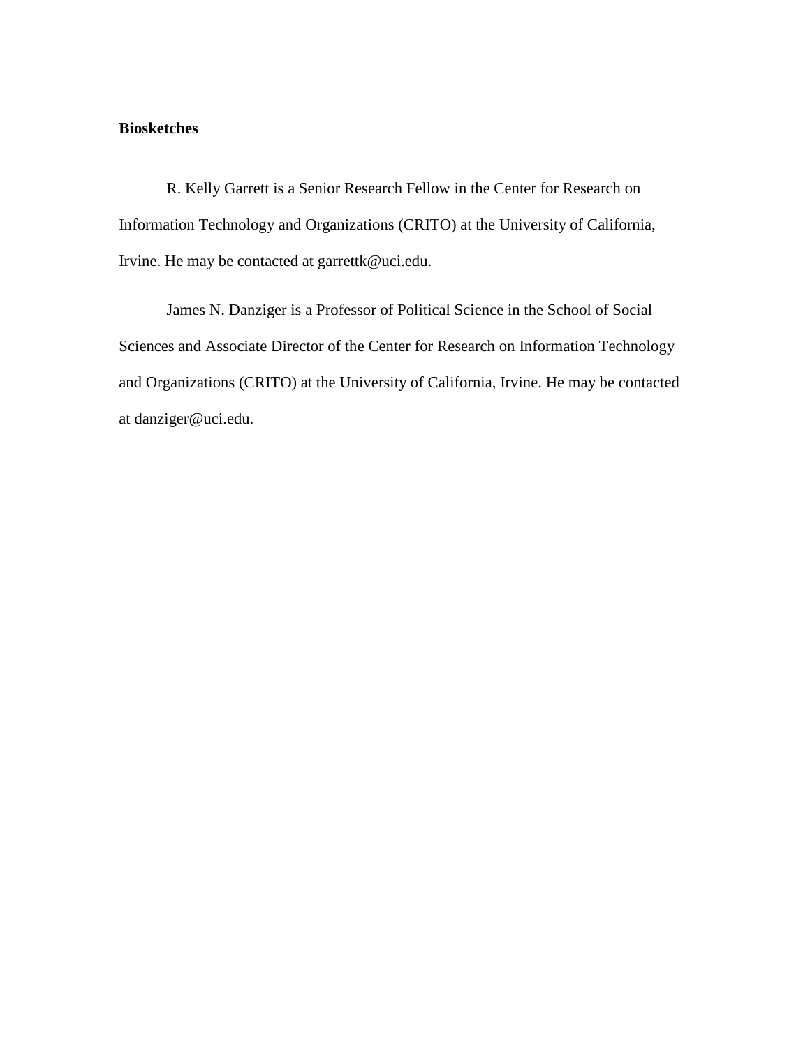**Biosketches**

R. Kelly Garrett is a Senior Research Fellow in the Center for Research on Information Technology and Organizations (CRITO) at the University of California, Irvine. He may be contacted at garrettk@uci.edu.

James N. Danziger is a Professor of Political Science in the School of Social Sciences and Associate Director of the Center for Research on Information Technology and Organizations (CRITO) at the University of California, Irvine. He may be contacted at danziger@uci.edu.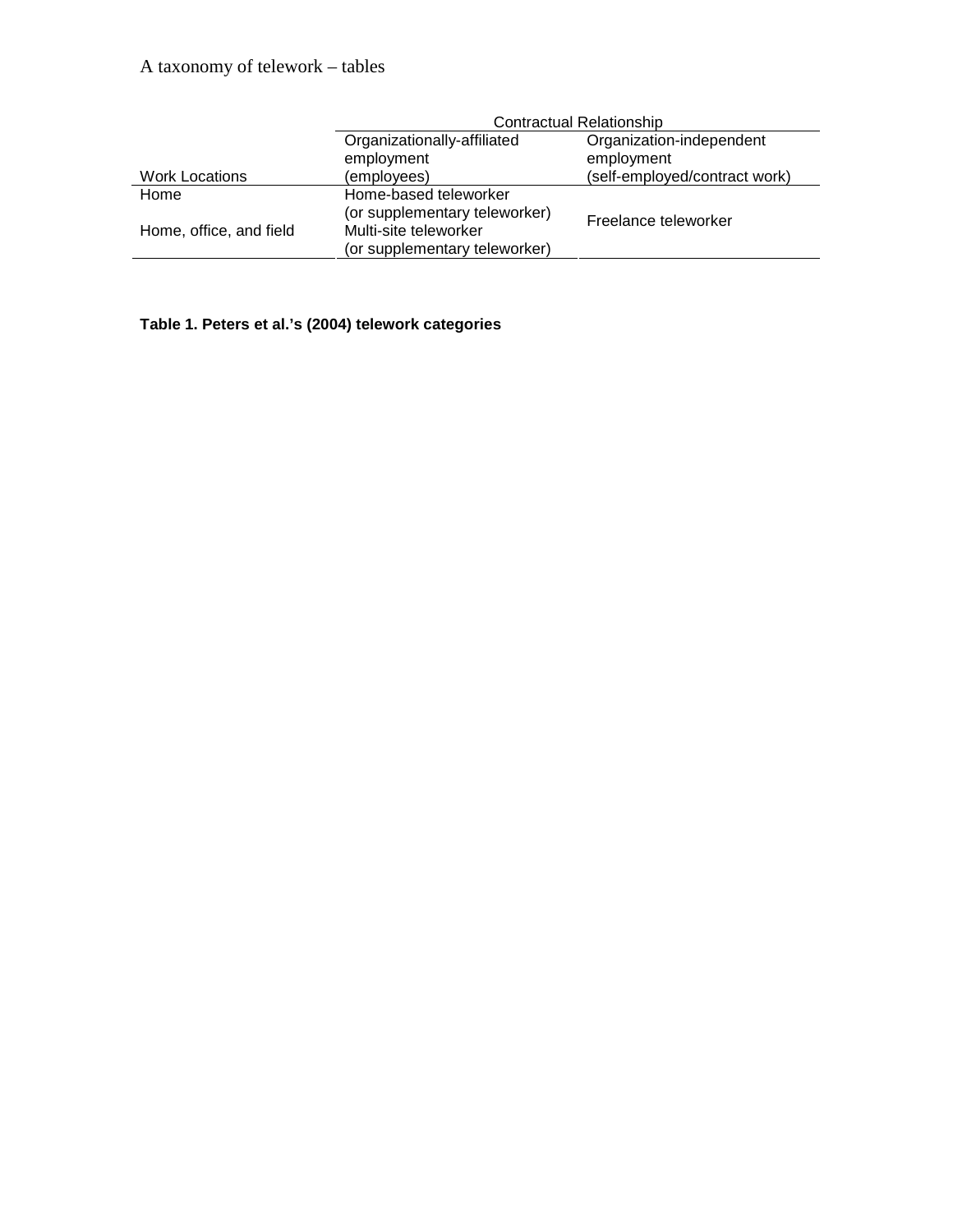A taxonomy of telework – tables

| Work Locations | Contractual Relationship: Organizationally-affiliated employment (employees) | Contractual Relationship: Organization-independent employment (self-employed/contract work) |
| --- | --- | --- |
| Home | Home-based teleworker (or supplementary teleworker) | Freelance teleworker |
| Home, office, and field | Multi-site teleworker (or supplementary teleworker) | |

**Table 1. Peters et al.'s (2004) telework categories**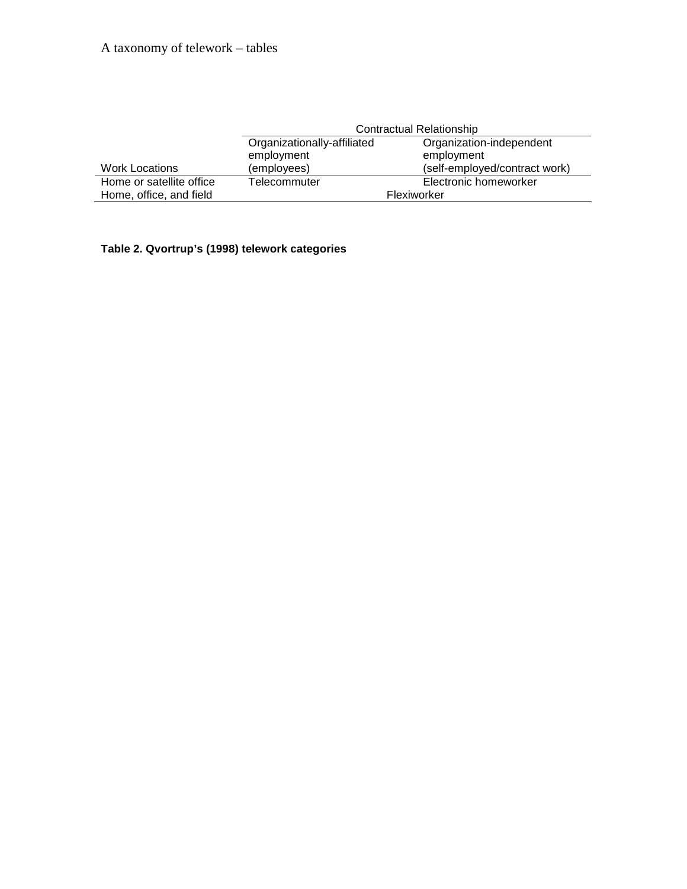A taxonomy of telework – tables

| | Contractual Relationship | |
|---|---|---|
| Work Locations | Organizationally-affiliated employment (employees) | Organization-independent employment (self-employed/contract work) |
| Home or satellite office | Telecommuter | Electronic homeworker |
| Home, office, and field | Flexiworker | |

**Table 2. Qvortrup's (1998) telework categories**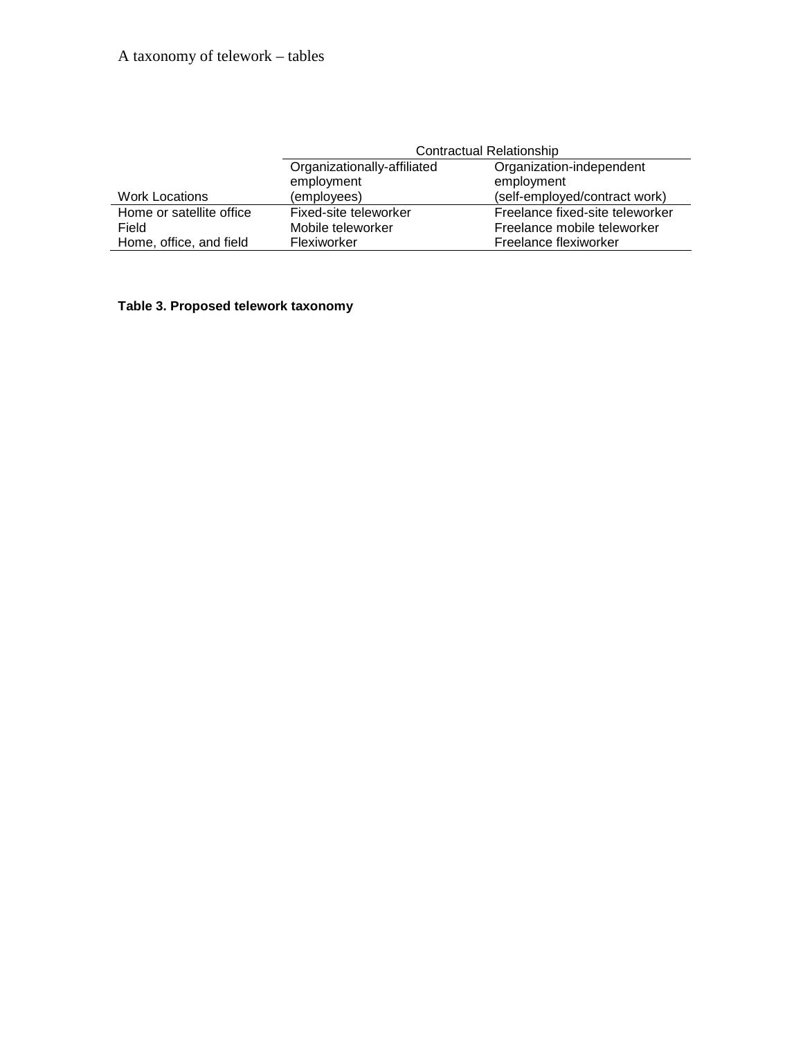| | Contractual Relationship | |
|---|---|---|
| Work Locations | Organizationally-affiliated employment (employees) | Organization-independent employment (self-employed/contract work) |
| Home or satellite office | Fixed-site teleworker | Freelance fixed-site teleworker |
| Field | Mobile teleworker | Freelance mobile teleworker |
| Home, office, and field | Flexiworker | Freelance flexiworker |

**Table 3. Proposed telework taxonomy**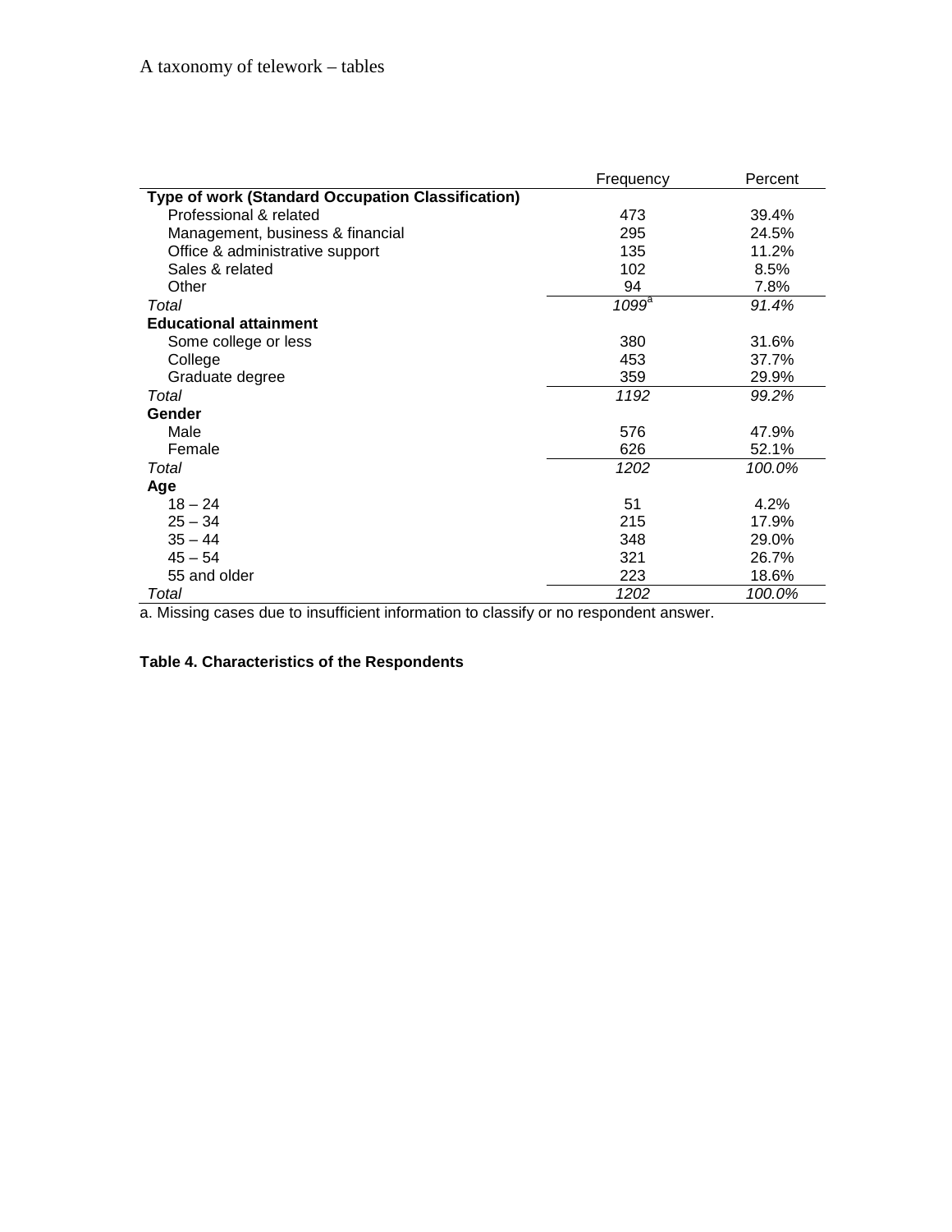| | Frequency | Percent |
|---|---|---|
| **Type of work (Standard Occupation Classification)** | | |
| Professional & related | 473 | 39.4% |
| Management, business & financial | 295 | 24.5% |
| Office & administrative support | 135 | 11.2% |
| Sales & related | 102 | 8.5% |
| Other | 94 | 7.8% |
| *Total* | *1099*[a] | *91.4%* |
| **Educational attainment** | | |
| Some college or less | 380 | 31.6% |
| College | 453 | 37.7% |
| Graduate degree | 359 | 29.9% |
| *Total* | *1192* | *99.2%* |
| **Gender** | | |
| Male | 576 | 47.9% |
| Female | 626 | 52.1% |
| *Total* | *1202* | *100.0%* |
| **Age** | | |
| 18 – 24 | 51 | 4.2% |
| 25 – 34 | 215 | 17.9% |
| 35 – 44 | 348 | 29.0% |
| 45 – 54 | 321 | 26.7% |
| 55 and older | 223 | 18.6% |
| *Total* | *1202* | *100.0%* |

a. Missing cases due to insufficient information to classify or no respondent answer.

**Table 4. Characteristics of the Respondents**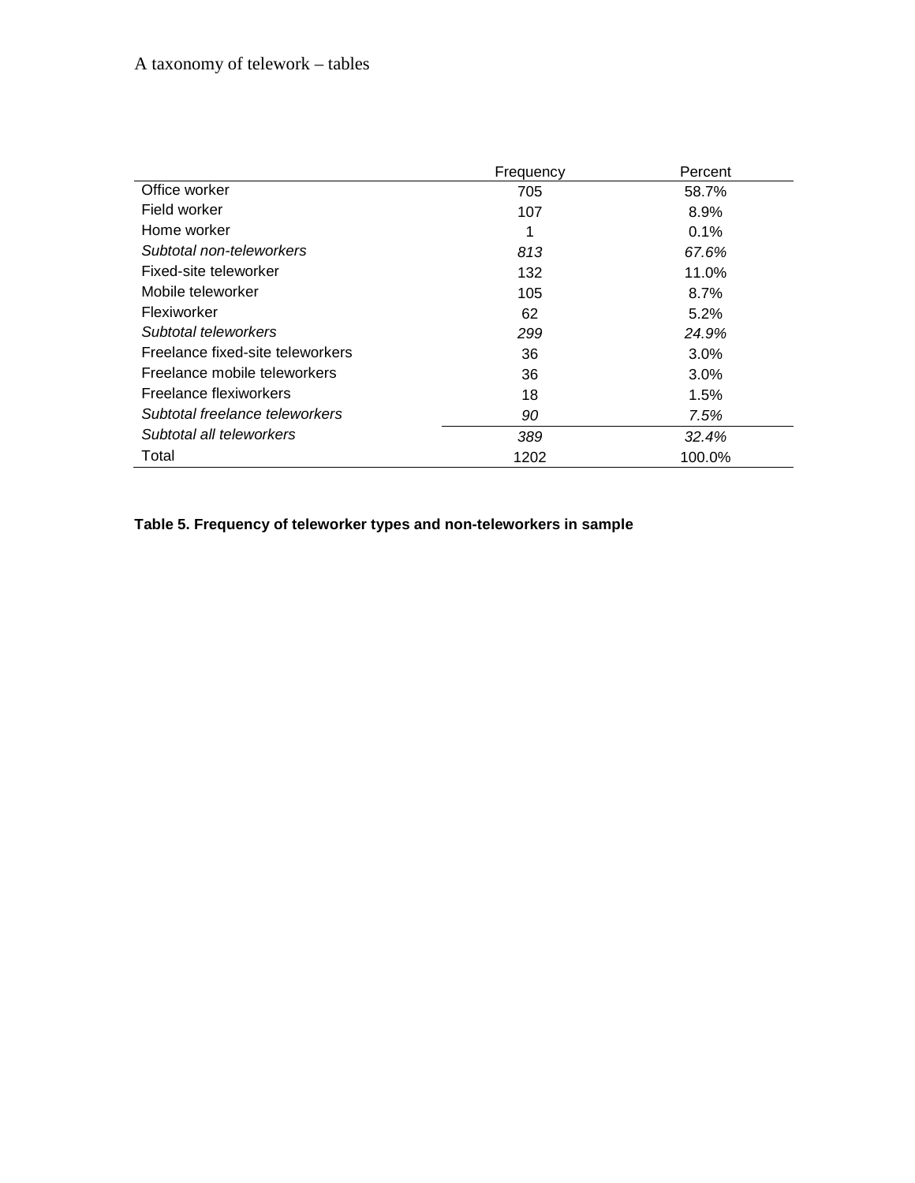| | Frequency | Percent |
|---|---|---|
| Office worker | 705 | 58.7% |
| Field worker | 107 | 8.9% |
| Home worker | 1 | 0.1% |
| *Subtotal non-teleworkers* | *813* | *67.6%* |
| Fixed-site teleworker | 132 | 11.0% |
| Mobile teleworker | 105 | 8.7% |
| Flexiworker | 62 | 5.2% |
| *Subtotal teleworkers* | *299* | *24.9%* |
| Freelance fixed-site teleworkers | 36 | 3.0% |
| Freelance mobile teleworkers | 36 | 3.0% |
| Freelance flexiworkers | 18 | 1.5% |
| *Subtotal freelance teleworkers* | *90* | *7.5%* |
| *Subtotal all teleworkers* | *389* | *32.4%* |
| Total | 1202 | 100.0% |

**Table 5. Frequency of teleworker types and non-teleworkers in sample**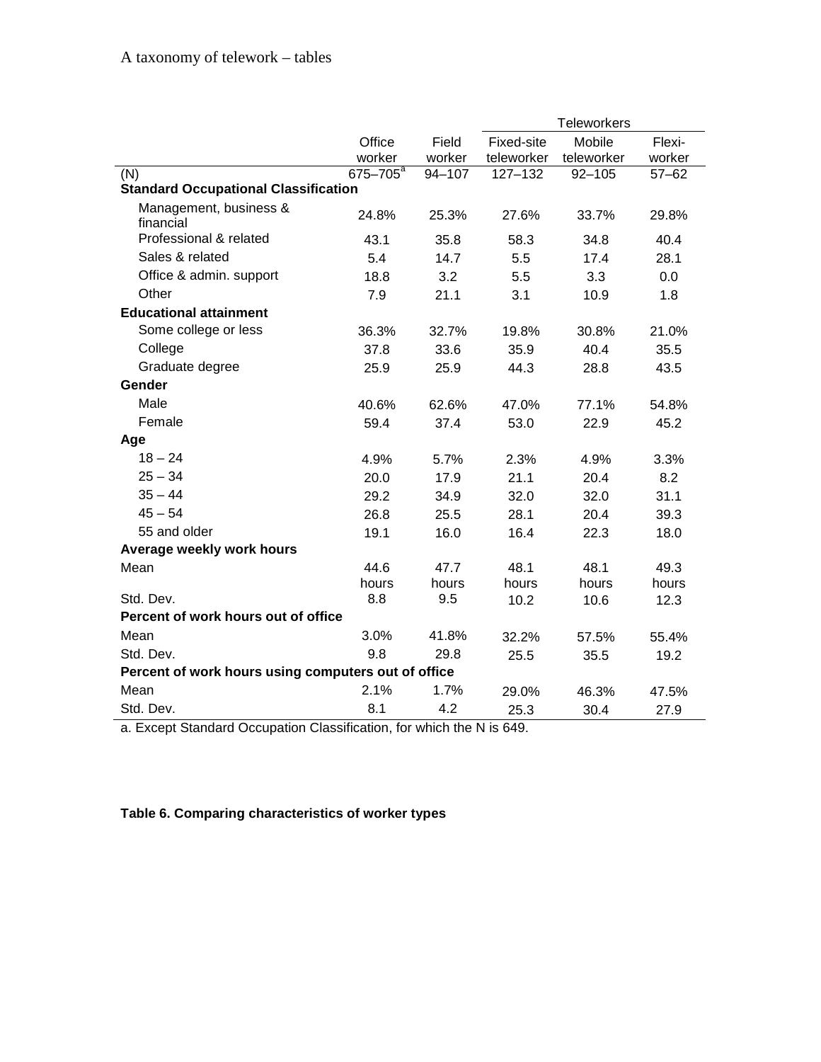| | | | Teleworkers | | |
|---|---|---|---|---|---|
| | Office worker | Field worker | Fixed-site teleworker | Mobile teleworker | Flexi-worker |
| (N) | 675–705[a] | 94–107 | 127–132 | 92–105 | 57–62 |
| **Standard Occupational Classification** | | | | | |
| Management, business & financial | 24.8% | 25.3% | 27.6% | 33.7% | 29.8% |
| Professional & related | 43.1 | 35.8 | 58.3 | 34.8 | 40.4 |
| Sales & related | 5.4 | 14.7 | 5.5 | 17.4 | 28.1 |
| Office & admin. support | 18.8 | 3.2 | 5.5 | 3.3 | 0.0 |
| Other | 7.9 | 21.1 | 3.1 | 10.9 | 1.8 |
| **Educational attainment** | | | | | |
| Some college or less | 36.3% | 32.7% | 19.8% | 30.8% | 21.0% |
| College | 37.8 | 33.6 | 35.9 | 40.4 | 35.5 |
| Graduate degree | 25.9 | 25.9 | 44.3 | 28.8 | 43.5 |
| **Gender** | | | | | |
| Male | 40.6% | 62.6% | 47.0% | 77.1% | 54.8% |
| Female | 59.4 | 37.4 | 53.0 | 22.9 | 45.2 |
| **Age** | | | | | |
| 18 – 24 | 4.9% | 5.7% | 2.3% | 4.9% | 3.3% |
| 25 – 34 | 20.0 | 17.9 | 21.1 | 20.4 | 8.2 |
| 35 – 44 | 29.2 | 34.9 | 32.0 | 32.0 | 31.1 |
| 45 – 54 | 26.8 | 25.5 | 28.1 | 20.4 | 39.3 |
| 55 and older | 19.1 | 16.0 | 16.4 | 22.3 | 18.0 |
| **Average weekly work hours** | | | | | |
| Mean | 44.6 hours | 47.7 hours | 48.1 hours | 48.1 hours | 49.3 hours |
| Std. Dev. | 8.8 | 9.5 | 10.2 | 10.6 | 12.3 |
| **Percent of work hours out of office** | | | | | |
| Mean | 3.0% | 41.8% | 32.2% | 57.5% | 55.4% |
| Std. Dev. | 9.8 | 29.8 | 25.5 | 35.5 | 19.2 |
| **Percent of work hours using computers out of office** | | | | | |
| Mean | 2.1% | 1.7% | 29.0% | 46.3% | 47.5% |
| Std. Dev. | 8.1 | 4.2 | 25.3 | 30.4 | 27.9 |

a. Except Standard Occupation Classification, for which the N is 649.

**Table 6. Comparing characteristics of worker types**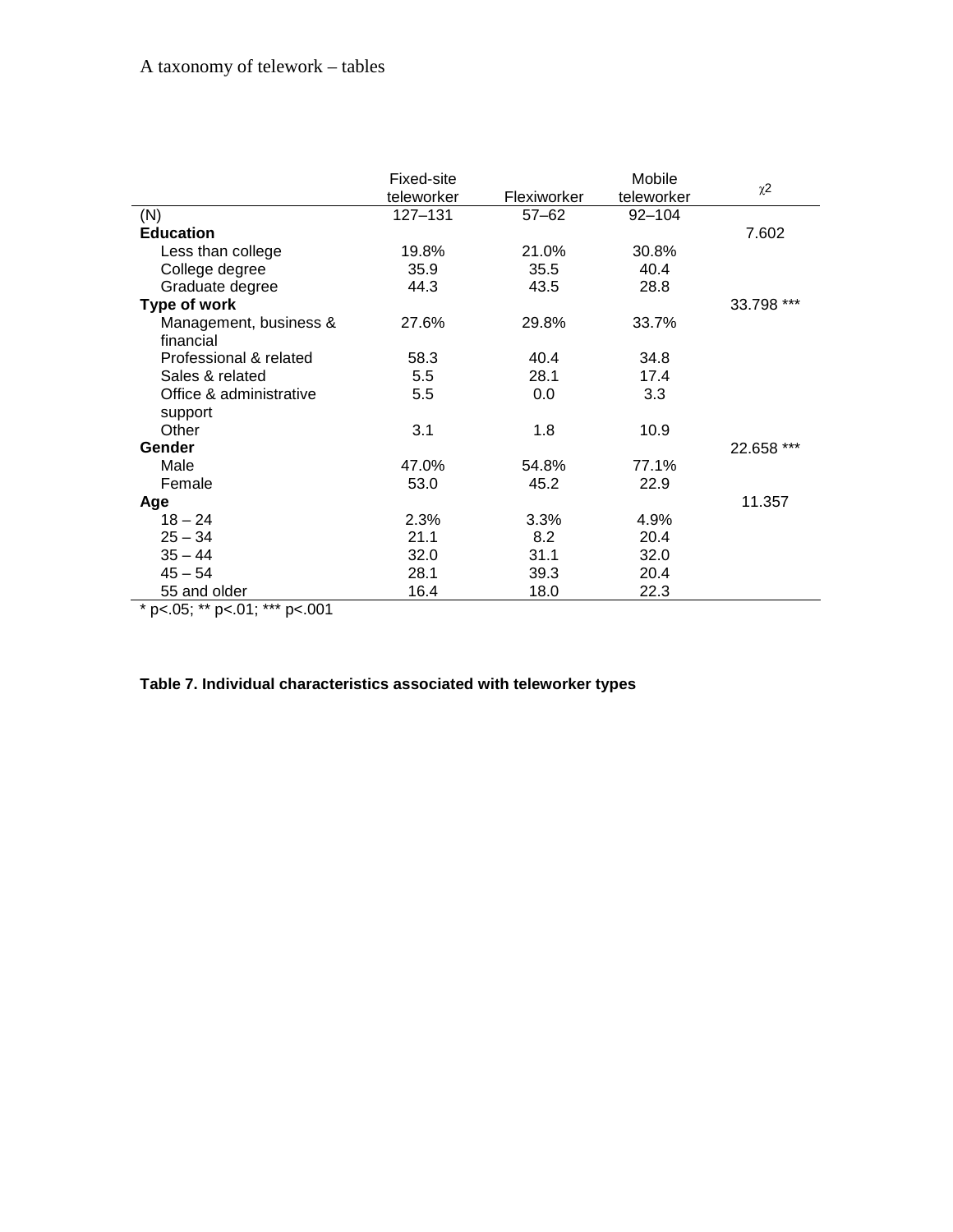| | Fixed-site teleworker | Flexiworker | Mobile teleworker | $\chi^2$ |
|---|---|---|---|---|
| (N) | 127–131 | 57–62 | 92–104 | |
| **Education** | | | | 7.602 |
| Less than college | 19.8% | 21.0% | 30.8% | |
| College degree | 35.9 | 35.5 | 40.4 | |
| Graduate degree | 44.3 | 43.5 | 28.8 | |
| **Type of work** | | | | 33.798 *** |
| Management, business & financial | 27.6% | 29.8% | 33.7% | |
| Professional & related | 58.3 | 40.4 | 34.8 | |
| Sales & related | 5.5 | 28.1 | 17.4 | |
| Office & administrative support | 5.5 | 0.0 | 3.3 | |
| Other | 3.1 | 1.8 | 10.9 | |
| **Gender** | | | | 22.658 *** |
| Male | 47.0% | 54.8% | 77.1% | |
| Female | 53.0 | 45.2 | 22.9 | |
| **Age** | | | | 11.357 |
| 18 – 24 | 2.3% | 3.3% | 4.9% | |
| 25 – 34 | 21.1 | 8.2 | 20.4 | |
| 35 – 44 | 32.0 | 31.1 | 32.0 | |
| 45 – 54 | 28.1 | 39.3 | 20.4 | |
| 55 and older | 16.4 | 18.0 | 22.3 | |

* p<.05; ** p<.01; *** p<.001

**Table 7. Individual characteristics associated with teleworker types**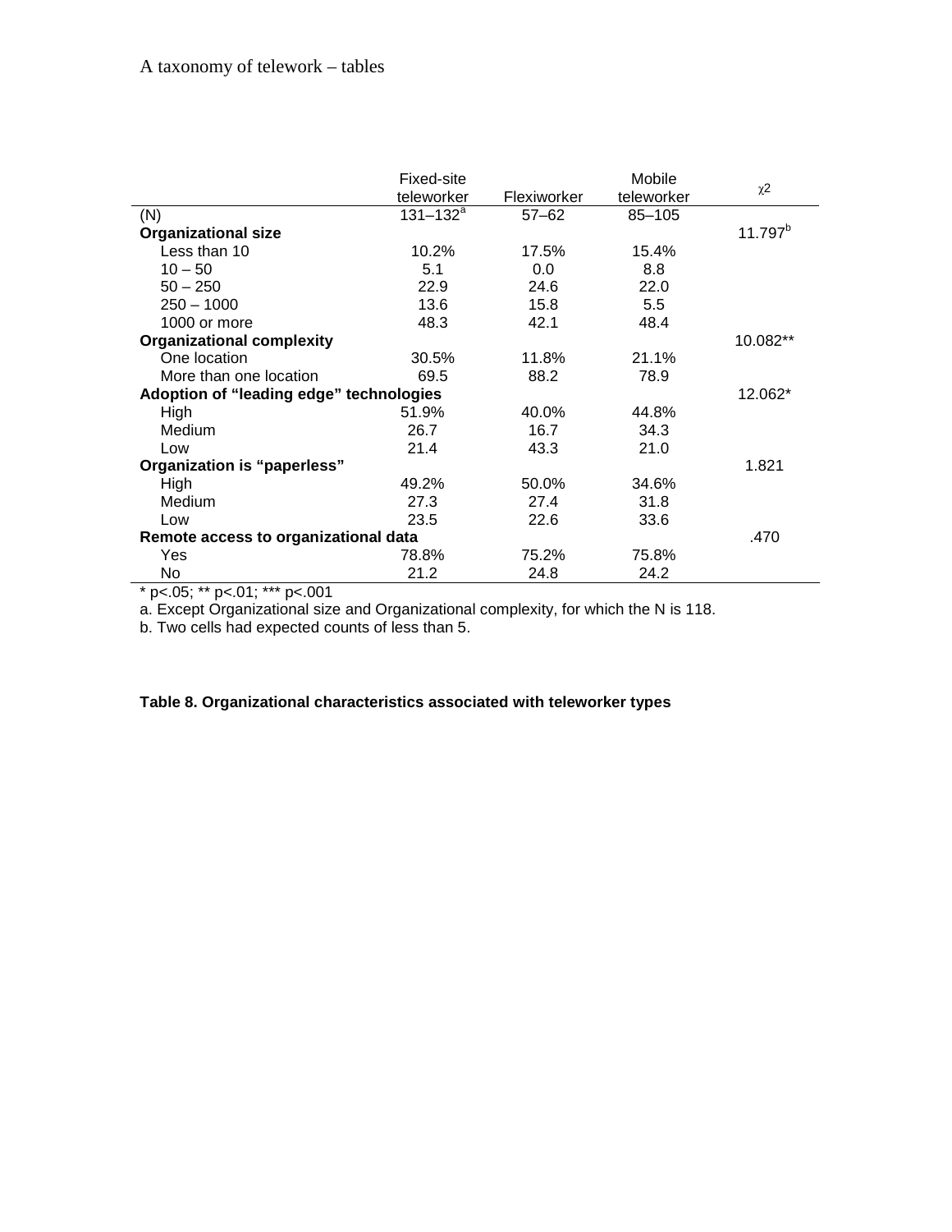| | Fixed-site teleworker | Flexiworker | Mobile teleworker | $\chi^2$ |
|---|---|---|---|---|
| (N) | 131–132[a] | 57–62 | 85–105 | |
| **Organizational size** | | | | 11.797[b] |
| Less than 10 | 10.2% | 17.5% | 15.4% | |
| 10 – 50 | 5.1 | 0.0 | 8.8 | |
| 50 – 250 | 22.9 | 24.6 | 22.0 | |
| 250 – 1000 | 13.6 | 15.8 | 5.5 | |
| 1000 or more | 48.3 | 42.1 | 48.4 | |
| **Organizational complexity** | | | | 10.082** |
| One location | 30.5% | 11.8% | 21.1% | |
| More than one location | 69.5 | 88.2 | 78.9 | |
| **Adoption of "leading edge" technologies** | | | | 12.062* |
| High | 51.9% | 40.0% | 44.8% | |
| Medium | 26.7 | 16.7 | 34.3 | |
| Low | 21.4 | 43.3 | 21.0 | |
| **Organization is "paperless"** | | | | 1.821 |
| High | 49.2% | 50.0% | 34.6% | |
| Medium | 27.3 | 27.4 | 31.8 | |
| Low | 23.5 | 22.6 | 33.6 | |
| **Remote access to organizational data** | | | | .470 |
| Yes | 78.8% | 75.2% | 75.8% | |
| No | 21.2 | 24.8 | 24.2 | |

* $p<.05$; ** $p<.01$; *** $p<.001$

a. Except Organizational size and Organizational complexity, for which the N is 118.

b. Two cells had expected counts of less than 5.

**Table 8. Organizational characteristics associated with teleworker types**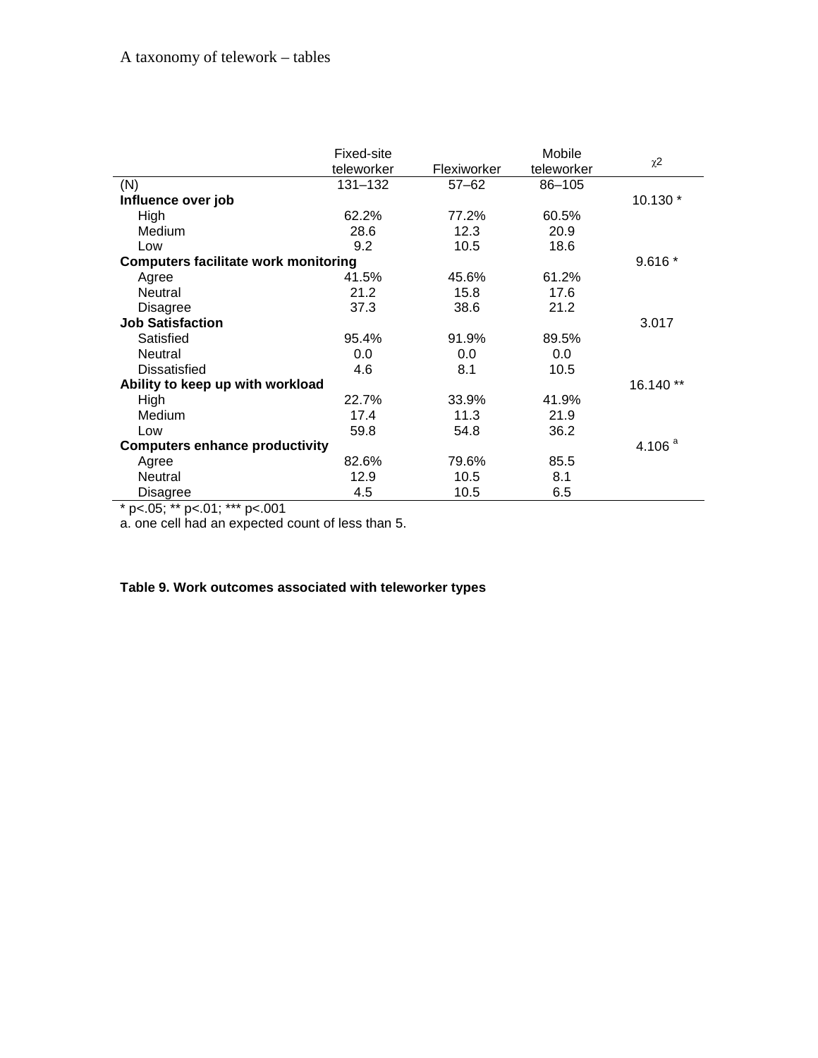| | Fixed-site teleworker | Flexiworker | Mobile teleworker | $\chi^2$ |
|---|---|---|---|---|
| (N) | 131–132 | 57–62 | 86–105 | |
| **Influence over job** | | | | 10.130 * |
| High | 62.2% | 77.2% | 60.5% | |
| Medium | 28.6 | 12.3 | 20.9 | |
| Low | 9.2 | 10.5 | 18.6 | |
| **Computers facilitate work monitoring** | | | | 9.616 * |
| Agree | 41.5% | 45.6% | 61.2% | |
| Neutral | 21.2 | 15.8 | 17.6 | |
| Disagree | 37.3 | 38.6 | 21.2 | |
| **Job Satisfaction** | | | | 3.017 |
| Satisfied | 95.4% | 91.9% | 89.5% | |
| Neutral | 0.0 | 0.0 | 0.0 | |
| Dissatisfied | 4.6 | 8.1 | 10.5 | |
| **Ability to keep up with workload** | | | | 16.140 ** |
| High | 22.7% | 33.9% | 41.9% | |
| Medium | 17.4 | 11.3 | 21.9 | |
| Low | 59.8 | 54.8 | 36.2 | |
| **Computers enhance productivity** | | | | 4.106 [a] |
| Agree | 82.6% | 79.6% | 85.5 | |
| Neutral | 12.9 | 10.5 | 8.1 | |
| Disagree | 4.5 | 10.5 | 6.5 | |

* p<.05; ** p<.01; *** p<.001

a. one cell had an expected count of less than 5.

**Table 9. Work outcomes associated with teleworker types**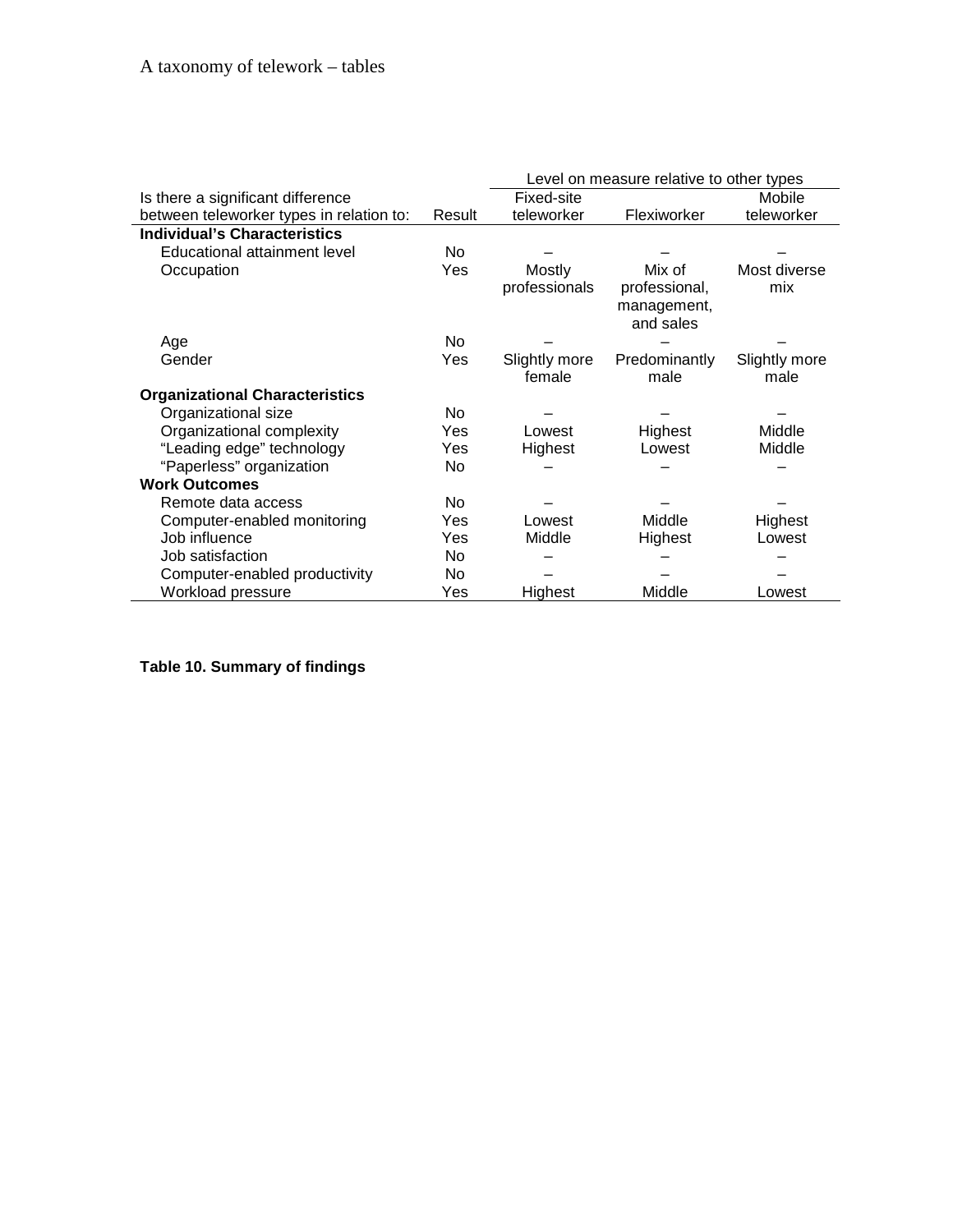| Is there a significant difference between teleworker types in relation to: | Result | Level on measure relative to other types | | |
|---|---|---|---|---|
| | | Fixed-site teleworker | Flexiworker | Mobile teleworker |
| **Individual's Characteristics** | | | | |
| Educational attainment level | No | – | – | – |
| Occupation | Yes | Mostly professionals | Mix of professional, management, and sales | Most diverse mix |
| Age | No | – | – | – |
| Gender | Yes | Slightly more female | Predominantly male | Slightly more male |
| **Organizational Characteristics** | | | | |
| Organizational size | No | – | – | – |
| Organizational complexity | Yes | Lowest | Highest | Middle |
| "Leading edge" technology | Yes | Highest | Lowest | Middle |
| "Paperless" organization | No | – | – | – |
| **Work Outcomes** | | | | |
| Remote data access | No | – | – | – |
| Computer-enabled monitoring | Yes | Lowest | Middle | Highest |
| Job influence | Yes | Middle | Highest | Lowest |
| Job satisfaction | No | – | – | – |
| Computer-enabled productivity | No | – | – | – |
| Workload pressure | Yes | Highest | Middle | Lowest |

**Table 10. Summary of findings**